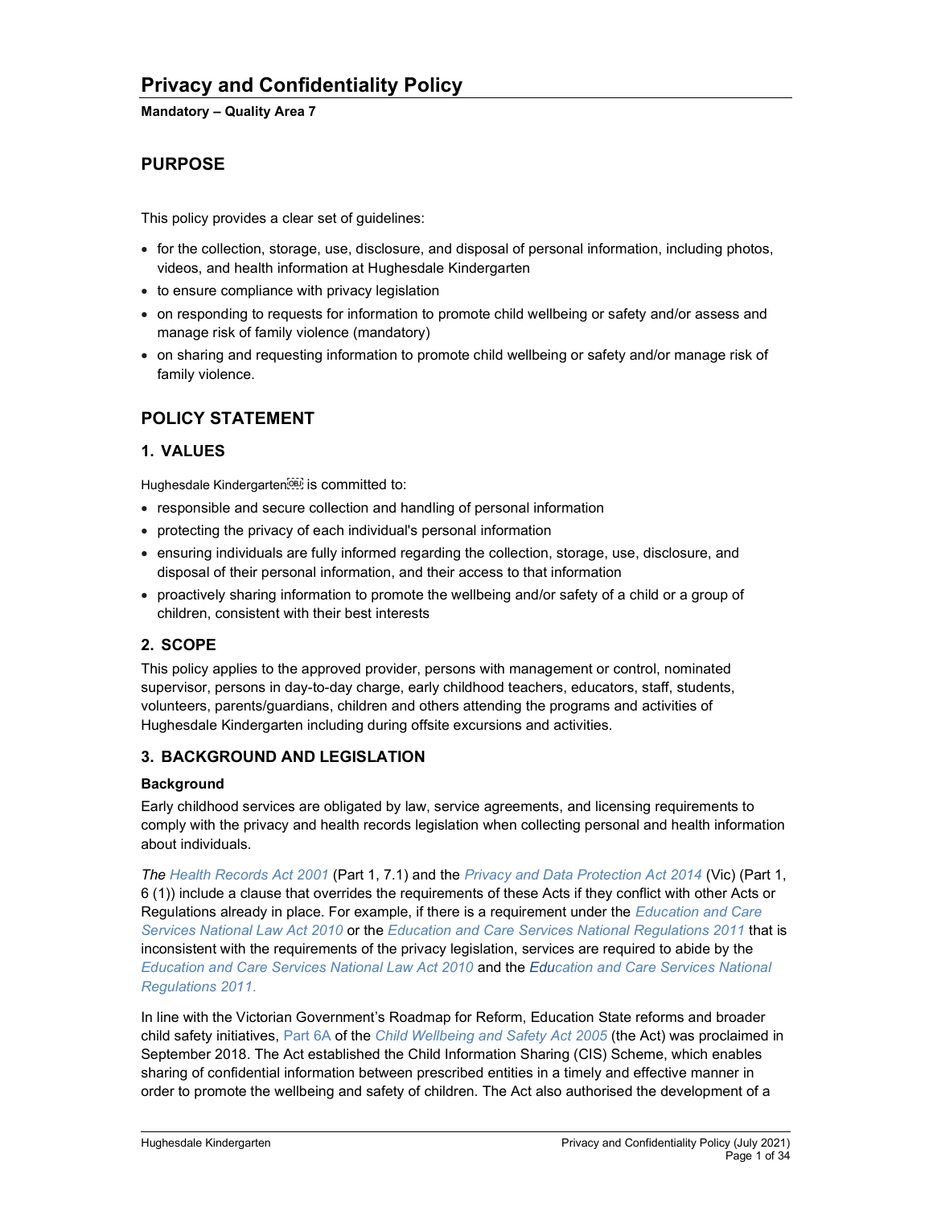# Privacy and Confidentiality Policy

**Mandatory – Quality Area 7**

## PURPOSE

This policy provides a clear set of guidelines:

- for the collection, storage, use, disclosure, and disposal of personal information, including photos, videos, and health information at Hughesdale Kindergarten
- to ensure compliance with privacy legislation
- on responding to requests for information to promote child wellbeing or safety and/or assess and manage risk of family violence (mandatory)
- on sharing and requesting information to promote child wellbeing or safety and/or manage risk of family violence.

## POLICY STATEMENT

### 1. VALUES

Hughesdale Kindergarten is committed to:

- responsible and secure collection and handling of personal information
- protecting the privacy of each individual's personal information
- ensuring individuals are fully informed regarding the collection, storage, use, disclosure, and disposal of their personal information, and their access to that information
- proactively sharing information to promote the wellbeing and/or safety of a child or a group of children, consistent with their best interests

### 2. SCOPE

This policy applies to the approved provider, persons with management or control, nominated supervisor, persons in day-to-day charge, early childhood teachers, educators, staff, students, volunteers, parents/guardians, children and others attending the programs and activities of Hughesdale Kindergarten including during offsite excursions and activities.

### 3. BACKGROUND AND LEGISLATION

**Background**

Early childhood services are obligated by law, service agreements, and licensing requirements to comply with the privacy and health records legislation when collecting personal and health information about individuals.

*The Health Records Act 2001* (Part 1, 7.1) and the *Privacy and Data Protection Act 2014* (Vic) (Part 1, 6 (1)) include a clause that overrides the requirements of these Acts if they conflict with other Acts or Regulations already in place. For example, if there is a requirement under the *Education and Care Services National Law Act 2010* or the *Education and Care Services National Regulations 2011* that is inconsistent with the requirements of the privacy legislation, services are required to abide by the *Education and Care Services National Law Act 2010* and the *Education and Care Services National Regulations 2011.*

In line with the Victorian Government's Roadmap for Reform, Education State reforms and broader child safety initiatives, Part 6A of the *Child Wellbeing and Safety Act 2005* (the Act) was proclaimed in September 2018. The Act established the Child Information Sharing (CIS) Scheme, which enables sharing of confidential information between prescribed entities in a timely and effective manner in order to promote the wellbeing and safety of children. The Act also authorised the development of a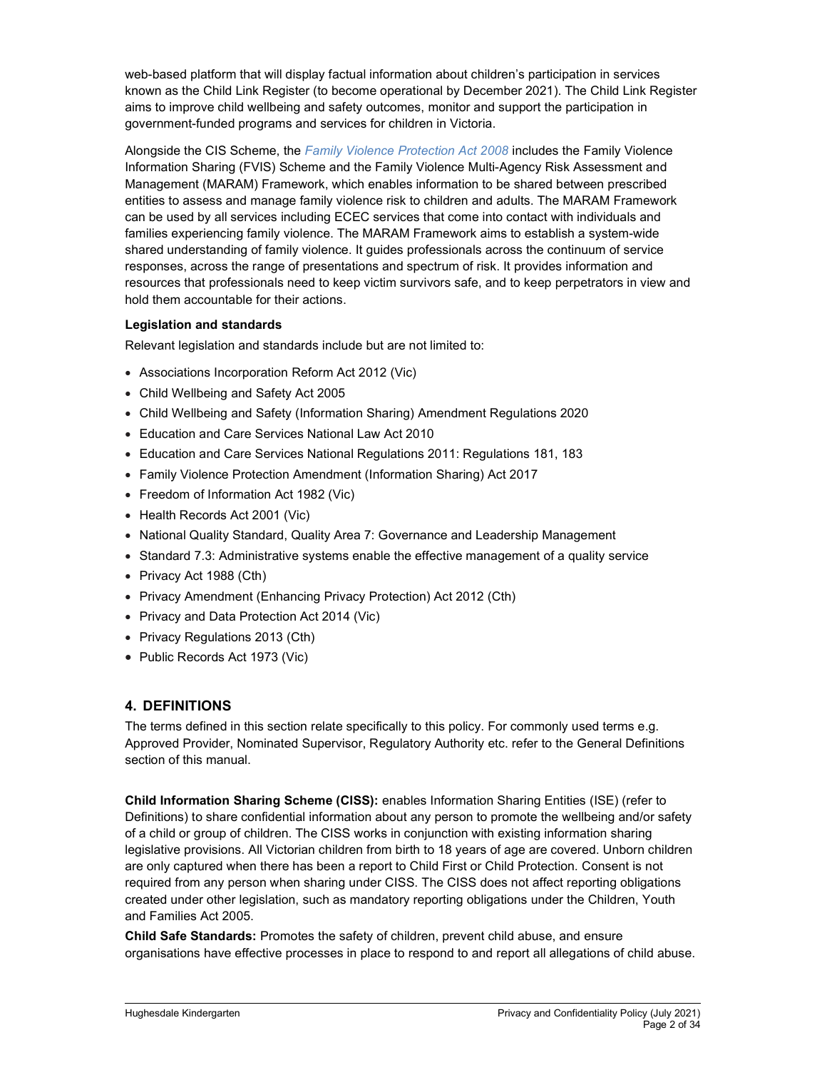web-based platform that will display factual information about children's participation in services known as the Child Link Register (to become operational by December 2021). The Child Link Register aims to improve child wellbeing and safety outcomes, monitor and support the participation in government-funded programs and services for children in Victoria.

Alongside the CIS Scheme, the *Family Violence Protection Act 2008* includes the Family Violence Information Sharing (FVIS) Scheme and the Family Violence Multi-Agency Risk Assessment and Management (MARAM) Framework, which enables information to be shared between prescribed entities to assess and manage family violence risk to children and adults. The MARAM Framework can be used by all services including ECEC services that come into contact with individuals and families experiencing family violence. The MARAM Framework aims to establish a system-wide shared understanding of family violence. It guides professionals across the continuum of service responses, across the range of presentations and spectrum of risk. It provides information and resources that professionals need to keep victim survivors safe, and to keep perpetrators in view and hold them accountable for their actions.

**Legislation and standards**

Relevant legislation and standards include but are not limited to:

- Associations Incorporation Reform Act 2012 (Vic)
- Child Wellbeing and Safety Act 2005
- Child Wellbeing and Safety (Information Sharing) Amendment Regulations 2020
- Education and Care Services National Law Act 2010
- Education and Care Services National Regulations 2011: Regulations 181, 183
- Family Violence Protection Amendment (Information Sharing) Act 2017
- Freedom of Information Act 1982 (Vic)
- Health Records Act 2001 (Vic)
- National Quality Standard, Quality Area 7: Governance and Leadership Management
- Standard 7.3: Administrative systems enable the effective management of a quality service
- Privacy Act 1988 (Cth)
- Privacy Amendment (Enhancing Privacy Protection) Act 2012 (Cth)
- Privacy and Data Protection Act 2014 (Vic)
- Privacy Regulations 2013 (Cth)
- Public Records Act 1973 (Vic)

## 4. DEFINITIONS

The terms defined in this section relate specifically to this policy. For commonly used terms e.g. Approved Provider, Nominated Supervisor, Regulatory Authority etc. refer to the General Definitions section of this manual.

**Child Information Sharing Scheme (CISS):** enables Information Sharing Entities (ISE) (refer to Definitions) to share confidential information about any person to promote the wellbeing and/or safety of a child or group of children. The CISS works in conjunction with existing information sharing legislative provisions. All Victorian children from birth to 18 years of age are covered. Unborn children are only captured when there has been a report to Child First or Child Protection. Consent is not required from any person when sharing under CISS. The CISS does not affect reporting obligations created under other legislation, such as mandatory reporting obligations under the Children, Youth and Families Act 2005.

**Child Safe Standards:** Promotes the safety of children, prevent child abuse, and ensure organisations have effective processes in place to respond to and report all allegations of child abuse.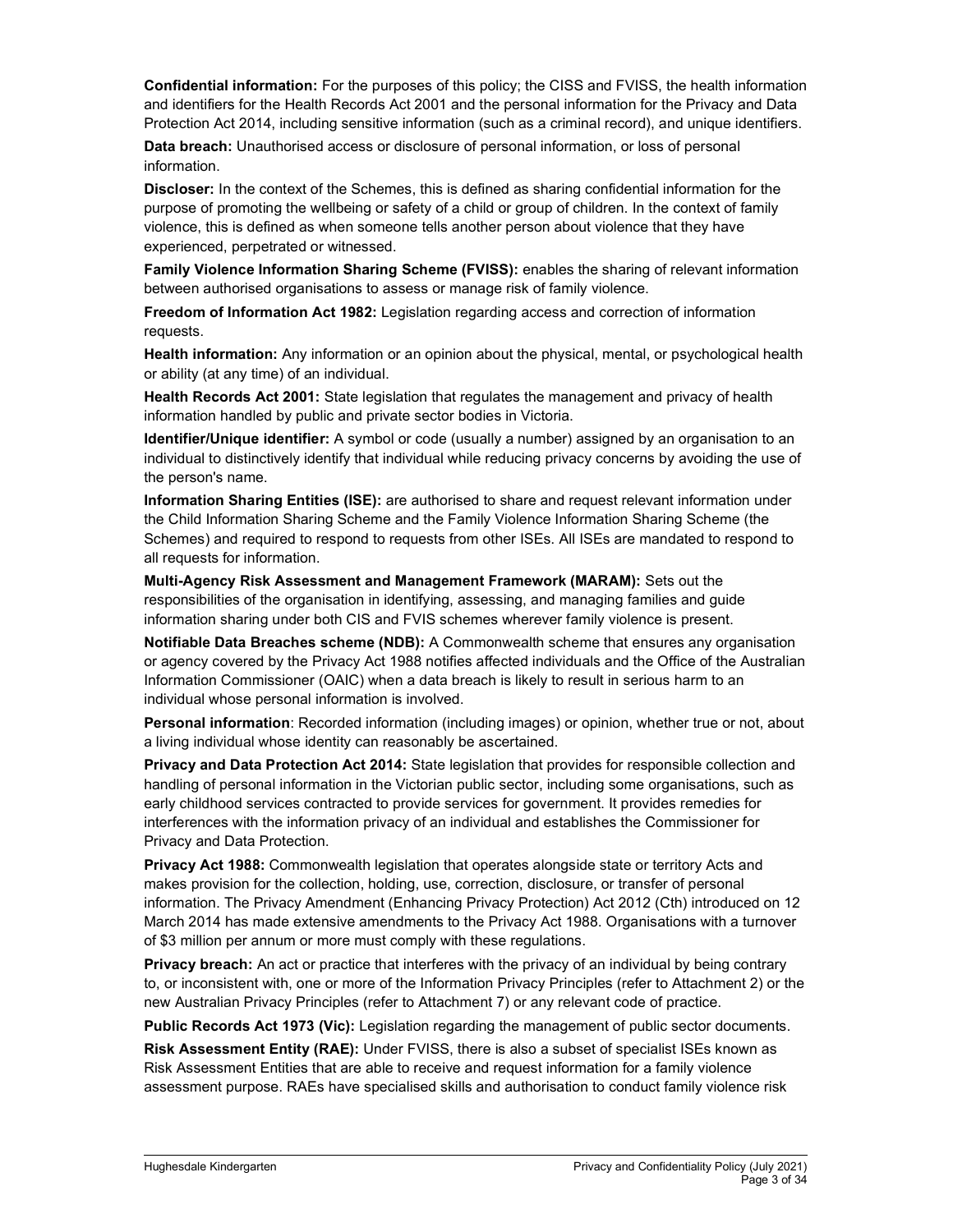**Confidential information:** For the purposes of this policy; the CISS and FVISS, the health information and identifiers for the Health Records Act 2001 and the personal information for the Privacy and Data Protection Act 2014, including sensitive information (such as a criminal record), and unique identifiers.

**Data breach:** Unauthorised access or disclosure of personal information, or loss of personal information.

**Discloser:** In the context of the Schemes, this is defined as sharing confidential information for the purpose of promoting the wellbeing or safety of a child or group of children. In the context of family violence, this is defined as when someone tells another person about violence that they have experienced, perpetrated or witnessed.

**Family Violence Information Sharing Scheme (FVISS):** enables the sharing of relevant information between authorised organisations to assess or manage risk of family violence.

**Freedom of Information Act 1982:** Legislation regarding access and correction of information requests.

**Health information:** Any information or an opinion about the physical, mental, or psychological health or ability (at any time) of an individual.

**Health Records Act 2001:** State legislation that regulates the management and privacy of health information handled by public and private sector bodies in Victoria.

**Identifier/Unique identifier:** A symbol or code (usually a number) assigned by an organisation to an individual to distinctively identify that individual while reducing privacy concerns by avoiding the use of the person's name.

**Information Sharing Entities (ISE):** are authorised to share and request relevant information under the Child Information Sharing Scheme and the Family Violence Information Sharing Scheme (the Schemes) and required to respond to requests from other ISEs. All ISEs are mandated to respond to all requests for information.

**Multi-Agency Risk Assessment and Management Framework (MARAM):** Sets out the responsibilities of the organisation in identifying, assessing, and managing families and guide information sharing under both CIS and FVIS schemes wherever family violence is present.

**Notifiable Data Breaches scheme (NDB):** A Commonwealth scheme that ensures any organisation or agency covered by the Privacy Act 1988 notifies affected individuals and the Office of the Australian Information Commissioner (OAIC) when a data breach is likely to result in serious harm to an individual whose personal information is involved.

**Personal information**: Recorded information (including images) or opinion, whether true or not, about a living individual whose identity can reasonably be ascertained.

**Privacy and Data Protection Act 2014:** State legislation that provides for responsible collection and handling of personal information in the Victorian public sector, including some organisations, such as early childhood services contracted to provide services for government. It provides remedies for interferences with the information privacy of an individual and establishes the Commissioner for Privacy and Data Protection.

**Privacy Act 1988:** Commonwealth legislation that operates alongside state or territory Acts and makes provision for the collection, holding, use, correction, disclosure, or transfer of personal information. The Privacy Amendment (Enhancing Privacy Protection) Act 2012 (Cth) introduced on 12 March 2014 has made extensive amendments to the Privacy Act 1988. Organisations with a turnover of $3 million per annum or more must comply with these regulations.

**Privacy breach:** An act or practice that interferes with the privacy of an individual by being contrary to, or inconsistent with, one or more of the Information Privacy Principles (refer to Attachment 2) or the new Australian Privacy Principles (refer to Attachment 7) or any relevant code of practice.

**Public Records Act 1973 (Vic):** Legislation regarding the management of public sector documents.

**Risk Assessment Entity (RAE):** Under FVISS, there is also a subset of specialist ISEs known as Risk Assessment Entities that are able to receive and request information for a family violence assessment purpose. RAEs have specialised skills and authorisation to conduct family violence risk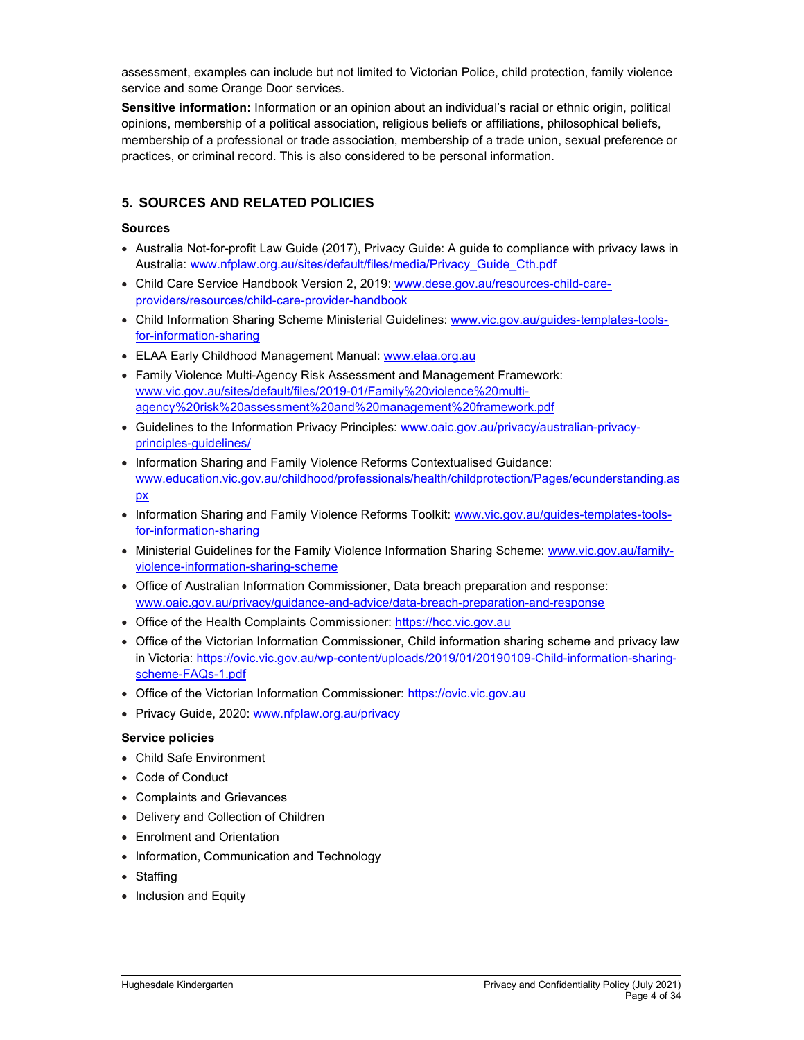assessment, examples can include but not limited to Victorian Police, child protection, family violence service and some Orange Door services.

**Sensitive information:** Information or an opinion about an individual's racial or ethnic origin, political opinions, membership of a political association, religious beliefs or affiliations, philosophical beliefs, membership of a professional or trade association, membership of a trade union, sexual preference or practices, or criminal record. This is also considered to be personal information.

## 5. SOURCES AND RELATED POLICIES

### Sources

- Australia Not-for-profit Law Guide (2017), Privacy Guide: A guide to compliance with privacy laws in Australia: www.nfplaw.org.au/sites/default/files/media/Privacy_Guide_Cth.pdf
- Child Care Service Handbook Version 2, 2019: www.dese.gov.au/resources-child-care-providers/resources/child-care-provider-handbook
- Child Information Sharing Scheme Ministerial Guidelines: www.vic.gov.au/guides-templates-tools-for-information-sharing
- ELAA Early Childhood Management Manual: www.elaa.org.au
- Family Violence Multi-Agency Risk Assessment and Management Framework: www.vic.gov.au/sites/default/files/2019-01/Family%20violence%20multi-agency%20risk%20assessment%20and%20management%20framework.pdf
- Guidelines to the Information Privacy Principles: www.oaic.gov.au/privacy/australian-privacy-principles-guidelines/
- Information Sharing and Family Violence Reforms Contextualised Guidance: www.education.vic.gov.au/childhood/professionals/health/childprotection/Pages/ecunderstanding.aspx
- Information Sharing and Family Violence Reforms Toolkit: www.vic.gov.au/guides-templates-tools-for-information-sharing
- Ministerial Guidelines for the Family Violence Information Sharing Scheme: www.vic.gov.au/family-violence-information-sharing-scheme
- Office of Australian Information Commissioner, Data breach preparation and response: www.oaic.gov.au/privacy/guidance-and-advice/data-breach-preparation-and-response
- Office of the Health Complaints Commissioner: https://hcc.vic.gov.au
- Office of the Victorian Information Commissioner, Child information sharing scheme and privacy law in Victoria: https://ovic.vic.gov.au/wp-content/uploads/2019/01/20190109-Child-information-sharing-scheme-FAQs-1.pdf
- Office of the Victorian Information Commissioner: https://ovic.vic.gov.au
- Privacy Guide, 2020: www.nfplaw.org.au/privacy

### Service policies

- Child Safe Environment
- Code of Conduct
- Complaints and Grievances
- Delivery and Collection of Children
- Enrolment and Orientation
- Information, Communication and Technology
- Staffing
- Inclusion and Equity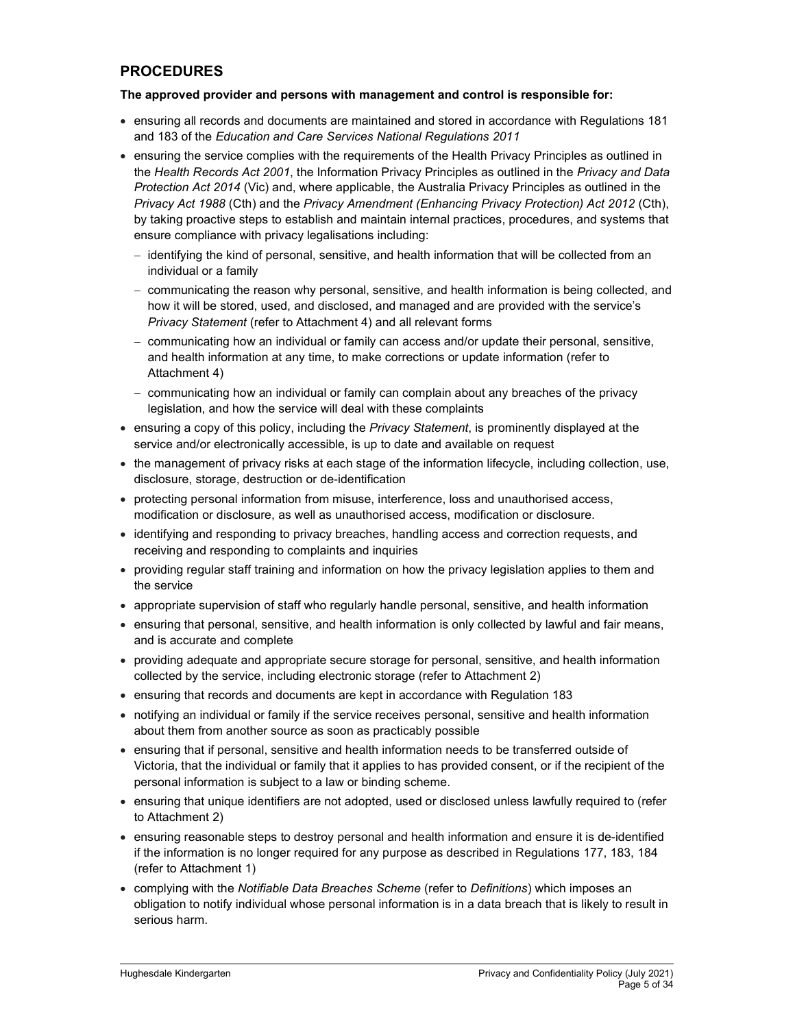## PROCEDURES

**The approved provider and persons with management and control is responsible for:**

- ensuring all records and documents are maintained and stored in accordance with Regulations 181 and 183 of the *Education and Care Services National Regulations 2011*
- ensuring the service complies with the requirements of the Health Privacy Principles as outlined in the *Health Records Act 2001*, the Information Privacy Principles as outlined in the *Privacy and Data Protection Act 2014* (Vic) and, where applicable, the Australia Privacy Principles as outlined in the *Privacy Act 1988* (Cth) and the *Privacy Amendment (Enhancing Privacy Protection) Act 2012* (Cth), by taking proactive steps to establish and maintain internal practices, procedures, and systems that ensure compliance with privacy legalisations including:
  - identifying the kind of personal, sensitive, and health information that will be collected from an individual or a family
  - communicating the reason why personal, sensitive, and health information is being collected, and how it will be stored, used, and disclosed, and managed and are provided with the service's *Privacy Statement* (refer to Attachment 4) and all relevant forms
  - communicating how an individual or family can access and/or update their personal, sensitive, and health information at any time, to make corrections or update information (refer to Attachment 4)
  - communicating how an individual or family can complain about any breaches of the privacy legislation, and how the service will deal with these complaints
- ensuring a copy of this policy, including the *Privacy Statement*, is prominently displayed at the service and/or electronically accessible, is up to date and available on request
- the management of privacy risks at each stage of the information lifecycle, including collection, use, disclosure, storage, destruction or de-identification
- protecting personal information from misuse, interference, loss and unauthorised access, modification or disclosure, as well as unauthorised access, modification or disclosure.
- identifying and responding to privacy breaches, handling access and correction requests, and receiving and responding to complaints and inquiries
- providing regular staff training and information on how the privacy legislation applies to them and the service
- appropriate supervision of staff who regularly handle personal, sensitive, and health information
- ensuring that personal, sensitive, and health information is only collected by lawful and fair means, and is accurate and complete
- providing adequate and appropriate secure storage for personal, sensitive, and health information collected by the service, including electronic storage (refer to Attachment 2)
- ensuring that records and documents are kept in accordance with Regulation 183
- notifying an individual or family if the service receives personal, sensitive and health information about them from another source as soon as practicably possible
- ensuring that if personal, sensitive and health information needs to be transferred outside of Victoria, that the individual or family that it applies to has provided consent, or if the recipient of the personal information is subject to a law or binding scheme.
- ensuring that unique identifiers are not adopted, used or disclosed unless lawfully required to (refer to Attachment 2)
- ensuring reasonable steps to destroy personal and health information and ensure it is de-identified if the information is no longer required for any purpose as described in Regulations 177, 183, 184 (refer to Attachment 1)
- complying with the *Notifiable Data Breaches Scheme* (refer to *Definitions*) which imposes an obligation to notify individual whose personal information is in a data breach that is likely to result in serious harm.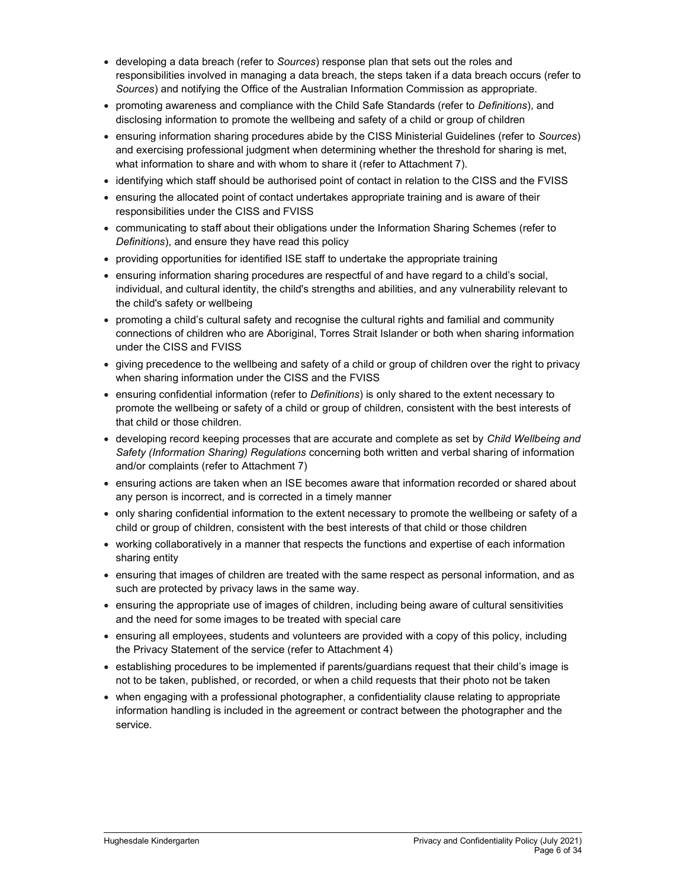- developing a data breach (refer to *Sources*) response plan that sets out the roles and responsibilities involved in managing a data breach, the steps taken if a data breach occurs (refer to *Sources*) and notifying the Office of the Australian Information Commission as appropriate.
- promoting awareness and compliance with the Child Safe Standards (refer to *Definitions*), and disclosing information to promote the wellbeing and safety of a child or group of children
- ensuring information sharing procedures abide by the CISS Ministerial Guidelines (refer to *Sources*) and exercising professional judgment when determining whether the threshold for sharing is met, what information to share and with whom to share it (refer to Attachment 7).
- identifying which staff should be authorised point of contact in relation to the CISS and the FVISS
- ensuring the allocated point of contact undertakes appropriate training and is aware of their responsibilities under the CISS and FVISS
- communicating to staff about their obligations under the Information Sharing Schemes (refer to *Definitions*), and ensure they have read this policy
- providing opportunities for identified ISE staff to undertake the appropriate training
- ensuring information sharing procedures are respectful of and have regard to a child's social, individual, and cultural identity, the child's strengths and abilities, and any vulnerability relevant to the child's safety or wellbeing
- promoting a child's cultural safety and recognise the cultural rights and familial and community connections of children who are Aboriginal, Torres Strait Islander or both when sharing information under the CISS and FVISS
- giving precedence to the wellbeing and safety of a child or group of children over the right to privacy when sharing information under the CISS and the FVISS
- ensuring confidential information (refer to *Definitions*) is only shared to the extent necessary to promote the wellbeing or safety of a child or group of children, consistent with the best interests of that child or those children.
- developing record keeping processes that are accurate and complete as set by *Child Wellbeing and Safety (Information Sharing) Regulations* concerning both written and verbal sharing of information and/or complaints (refer to Attachment 7)
- ensuring actions are taken when an ISE becomes aware that information recorded or shared about any person is incorrect, and is corrected in a timely manner
- only sharing confidential information to the extent necessary to promote the wellbeing or safety of a child or group of children, consistent with the best interests of that child or those children
- working collaboratively in a manner that respects the functions and expertise of each information sharing entity
- ensuring that images of children are treated with the same respect as personal information, and as such are protected by privacy laws in the same way.
- ensuring the appropriate use of images of children, including being aware of cultural sensitivities and the need for some images to be treated with special care
- ensuring all employees, students and volunteers are provided with a copy of this policy, including the Privacy Statement of the service (refer to Attachment 4)
- establishing procedures to be implemented if parents/guardians request that their child's image is not to be taken, published, or recorded, or when a child requests that their photo not be taken
- when engaging with a professional photographer, a confidentiality clause relating to appropriate information handling is included in the agreement or contract between the photographer and the service.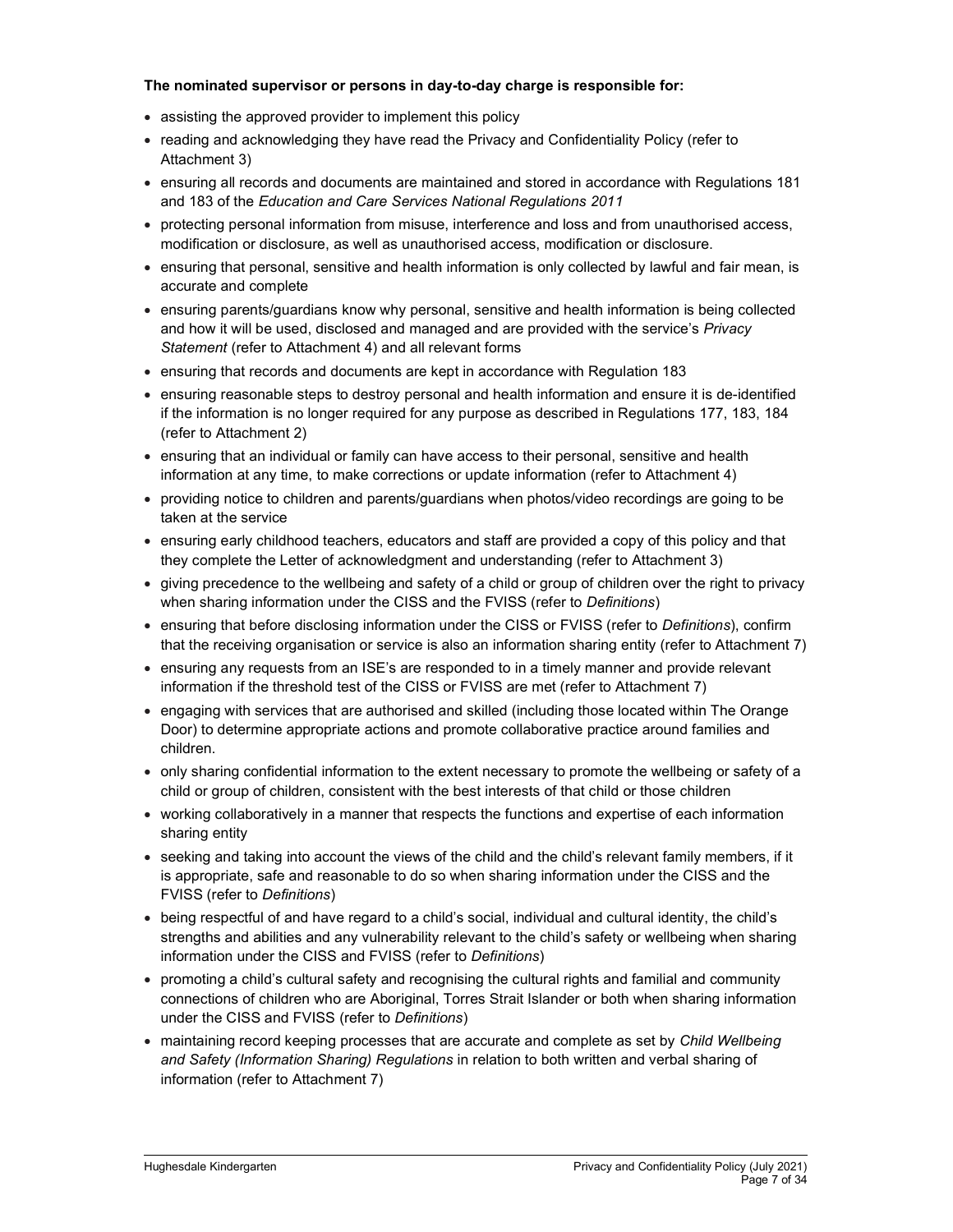**The nominated supervisor or persons in day-to-day charge is responsible for:**

- assisting the approved provider to implement this policy
- reading and acknowledging they have read the Privacy and Confidentiality Policy (refer to Attachment 3)
- ensuring all records and documents are maintained and stored in accordance with Regulations 181 and 183 of the *Education and Care Services National Regulations 2011*
- protecting personal information from misuse, interference and loss and from unauthorised access, modification or disclosure, as well as unauthorised access, modification or disclosure.
- ensuring that personal, sensitive and health information is only collected by lawful and fair mean, is accurate and complete
- ensuring parents/guardians know why personal, sensitive and health information is being collected and how it will be used, disclosed and managed and are provided with the service's *Privacy Statement* (refer to Attachment 4) and all relevant forms
- ensuring that records and documents are kept in accordance with Regulation 183
- ensuring reasonable steps to destroy personal and health information and ensure it is de-identified if the information is no longer required for any purpose as described in Regulations 177, 183, 184 (refer to Attachment 2)
- ensuring that an individual or family can have access to their personal, sensitive and health information at any time, to make corrections or update information (refer to Attachment 4)
- providing notice to children and parents/guardians when photos/video recordings are going to be taken at the service
- ensuring early childhood teachers, educators and staff are provided a copy of this policy and that they complete the Letter of acknowledgment and understanding (refer to Attachment 3)
- giving precedence to the wellbeing and safety of a child or group of children over the right to privacy when sharing information under the CISS and the FVISS (refer to *Definitions*)
- ensuring that before disclosing information under the CISS or FVISS (refer to *Definitions*), confirm that the receiving organisation or service is also an information sharing entity (refer to Attachment 7)
- ensuring any requests from an ISE's are responded to in a timely manner and provide relevant information if the threshold test of the CISS or FVISS are met (refer to Attachment 7)
- engaging with services that are authorised and skilled (including those located within The Orange Door) to determine appropriate actions and promote collaborative practice around families and children.
- only sharing confidential information to the extent necessary to promote the wellbeing or safety of a child or group of children, consistent with the best interests of that child or those children
- working collaboratively in a manner that respects the functions and expertise of each information sharing entity
- seeking and taking into account the views of the child and the child's relevant family members, if it is appropriate, safe and reasonable to do so when sharing information under the CISS and the FVISS (refer to *Definitions*)
- being respectful of and have regard to a child's social, individual and cultural identity, the child's strengths and abilities and any vulnerability relevant to the child's safety or wellbeing when sharing information under the CISS and FVISS (refer to *Definitions*)
- promoting a child's cultural safety and recognising the cultural rights and familial and community connections of children who are Aboriginal, Torres Strait Islander or both when sharing information under the CISS and FVISS (refer to *Definitions*)
- maintaining record keeping processes that are accurate and complete as set by *Child Wellbeing and Safety (Information Sharing) Regulations* in relation to both written and verbal sharing of information (refer to Attachment 7)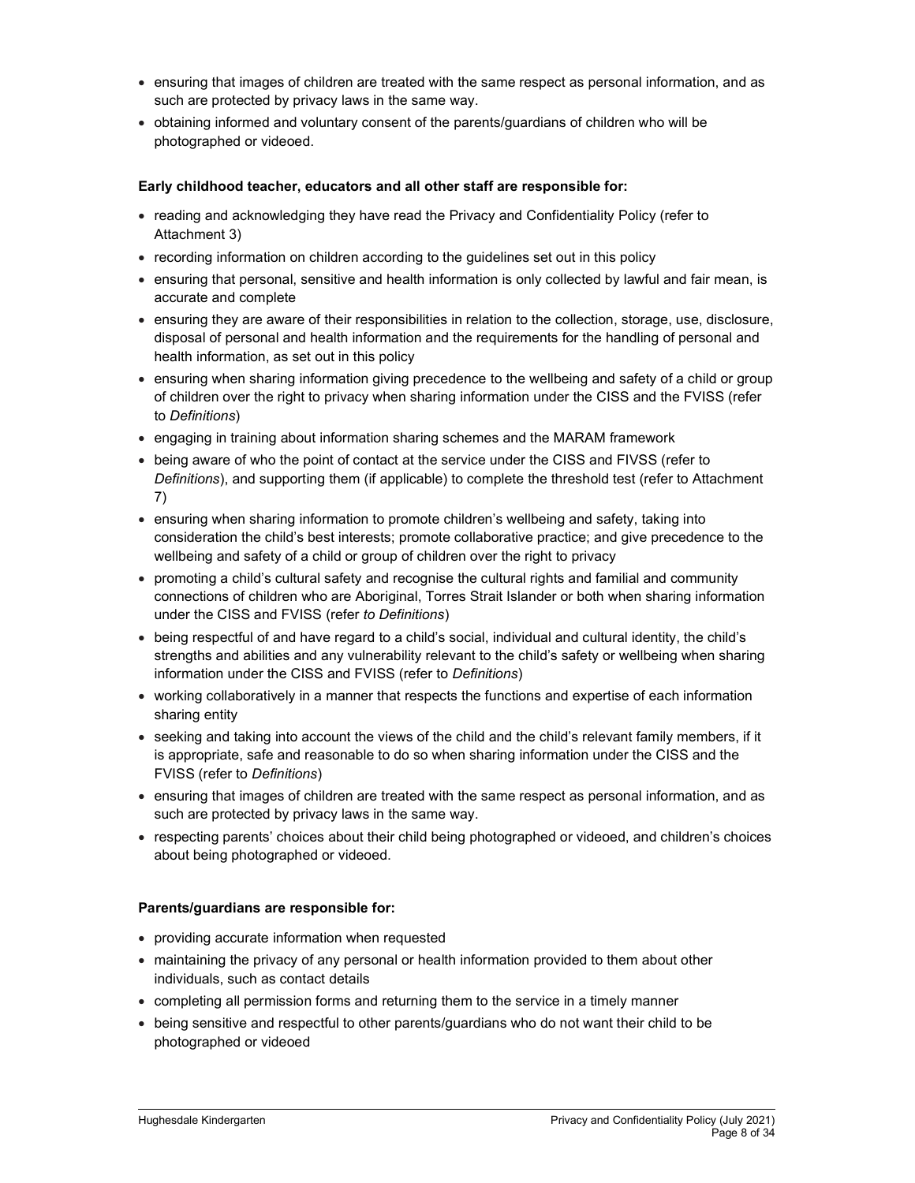- ensuring that images of children are treated with the same respect as personal information, and as such are protected by privacy laws in the same way.
- obtaining informed and voluntary consent of the parents/guardians of children who will be photographed or videoed.

**Early childhood teacher, educators and all other staff are responsible for:**

- reading and acknowledging they have read the Privacy and Confidentiality Policy (refer to Attachment 3)
- recording information on children according to the guidelines set out in this policy
- ensuring that personal, sensitive and health information is only collected by lawful and fair mean, is accurate and complete
- ensuring they are aware of their responsibilities in relation to the collection, storage, use, disclosure, disposal of personal and health information and the requirements for the handling of personal and health information, as set out in this policy
- ensuring when sharing information giving precedence to the wellbeing and safety of a child or group of children over the right to privacy when sharing information under the CISS and the FVISS (refer to *Definitions*)
- engaging in training about information sharing schemes and the MARAM framework
- being aware of who the point of contact at the service under the CISS and FIVSS (refer to *Definitions*), and supporting them (if applicable) to complete the threshold test (refer to Attachment 7)
- ensuring when sharing information to promote children's wellbeing and safety, taking into consideration the child's best interests; promote collaborative practice; and give precedence to the wellbeing and safety of a child or group of children over the right to privacy
- promoting a child's cultural safety and recognise the cultural rights and familial and community connections of children who are Aboriginal, Torres Strait Islander or both when sharing information under the CISS and FVISS (refer *to Definitions*)
- being respectful of and have regard to a child's social, individual and cultural identity, the child's strengths and abilities and any vulnerability relevant to the child's safety or wellbeing when sharing information under the CISS and FVISS (refer to *Definitions*)
- working collaboratively in a manner that respects the functions and expertise of each information sharing entity
- seeking and taking into account the views of the child and the child's relevant family members, if it is appropriate, safe and reasonable to do so when sharing information under the CISS and the FVISS (refer to *Definitions*)
- ensuring that images of children are treated with the same respect as personal information, and as such are protected by privacy laws in the same way.
- respecting parents' choices about their child being photographed or videoed, and children's choices about being photographed or videoed.

**Parents/guardians are responsible for:**

- providing accurate information when requested
- maintaining the privacy of any personal or health information provided to them about other individuals, such as contact details
- completing all permission forms and returning them to the service in a timely manner
- being sensitive and respectful to other parents/guardians who do not want their child to be photographed or videoed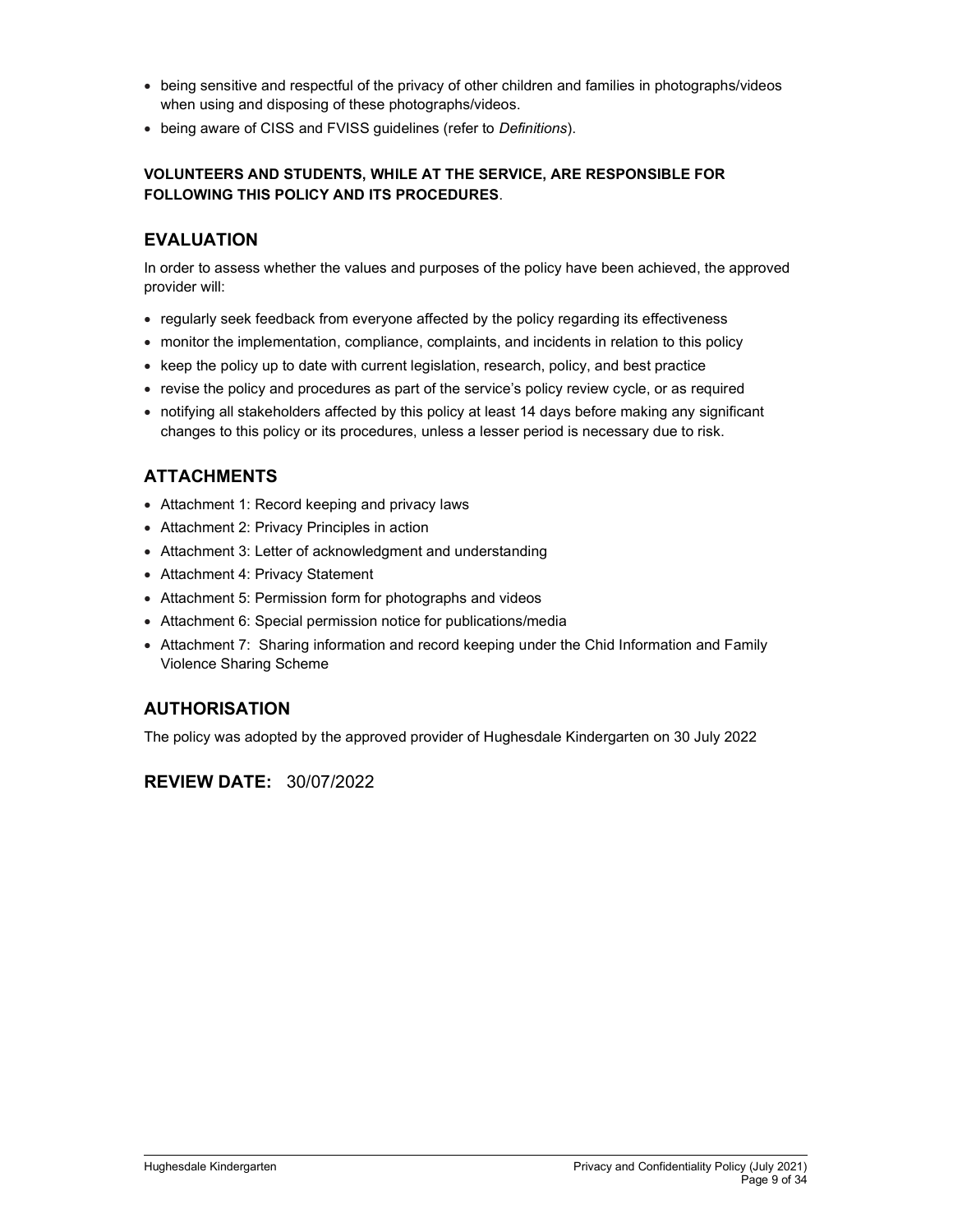- being sensitive and respectful of the privacy of other children and families in photographs/videos when using and disposing of these photographs/videos.
- being aware of CISS and FVISS guidelines (refer to *Definitions*).

**VOLUNTEERS AND STUDENTS, WHILE AT THE SERVICE, ARE RESPONSIBLE FOR FOLLOWING THIS POLICY AND ITS PROCEDURES**.

## EVALUATION

In order to assess whether the values and purposes of the policy have been achieved, the approved provider will:

- regularly seek feedback from everyone affected by the policy regarding its effectiveness
- monitor the implementation, compliance, complaints, and incidents in relation to this policy
- keep the policy up to date with current legislation, research, policy, and best practice
- revise the policy and procedures as part of the service's policy review cycle, or as required
- notifying all stakeholders affected by this policy at least 14 days before making any significant changes to this policy or its procedures, unless a lesser period is necessary due to risk.

## ATTACHMENTS

- Attachment 1: Record keeping and privacy laws
- Attachment 2: Privacy Principles in action
- Attachment 3: Letter of acknowledgment and understanding
- Attachment 4: Privacy Statement
- Attachment 5: Permission form for photographs and videos
- Attachment 6: Special permission notice for publications/media
- Attachment 7: Sharing information and record keeping under the Chid Information and Family Violence Sharing Scheme

## AUTHORISATION

The policy was adopted by the approved provider of Hughesdale Kindergarten on 30 July 2022

## REVIEW DATE: 30/07/2022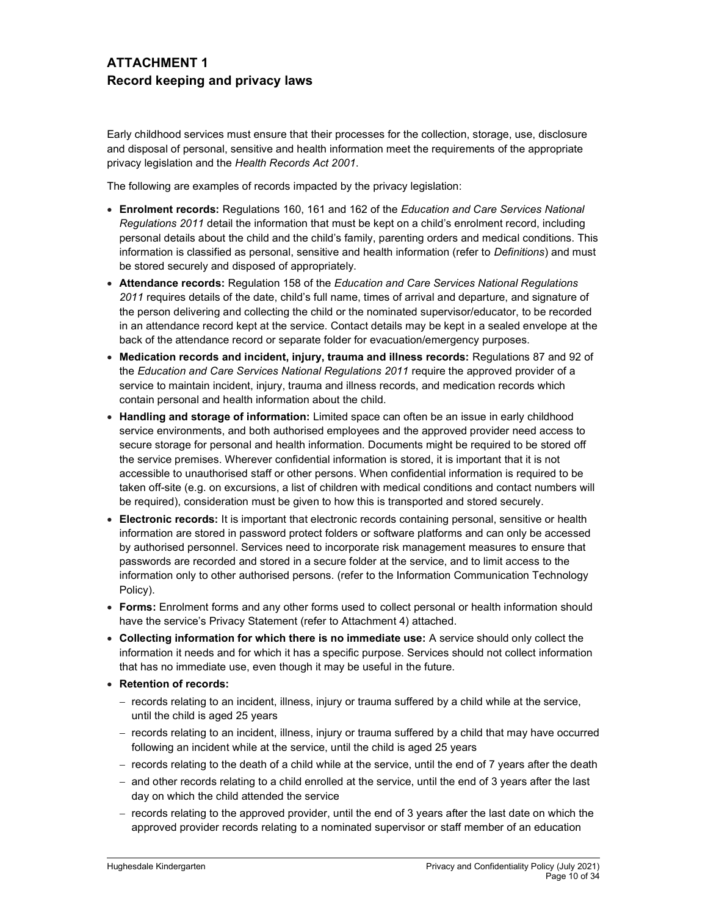# ATTACHMENT 1
## Record keeping and privacy laws

Early childhood services must ensure that their processes for the collection, storage, use, disclosure and disposal of personal, sensitive and health information meet the requirements of the appropriate privacy legislation and the *Health Records Act 2001*.

The following are examples of records impacted by the privacy legislation:

- **Enrolment records:** Regulations 160, 161 and 162 of the *Education and Care Services National Regulations 2011* detail the information that must be kept on a child's enrolment record, including personal details about the child and the child's family, parenting orders and medical conditions. This information is classified as personal, sensitive and health information (refer to *Definitions*) and must be stored securely and disposed of appropriately.
- **Attendance records:** Regulation 158 of the *Education and Care Services National Regulations 2011* requires details of the date, child's full name, times of arrival and departure, and signature of the person delivering and collecting the child or the nominated supervisor/educator, to be recorded in an attendance record kept at the service. Contact details may be kept in a sealed envelope at the back of the attendance record or separate folder for evacuation/emergency purposes.
- **Medication records and incident, injury, trauma and illness records:** Regulations 87 and 92 of the *Education and Care Services National Regulations 2011* require the approved provider of a service to maintain incident, injury, trauma and illness records, and medication records which contain personal and health information about the child.
- **Handling and storage of information:** Limited space can often be an issue in early childhood service environments, and both authorised employees and the approved provider need access to secure storage for personal and health information. Documents might be required to be stored off the service premises. Wherever confidential information is stored, it is important that it is not accessible to unauthorised staff or other persons. When confidential information is required to be taken off-site (e.g. on excursions, a list of children with medical conditions and contact numbers will be required), consideration must be given to how this is transported and stored securely.
- **Electronic records:** It is important that electronic records containing personal, sensitive or health information are stored in password protect folders or software platforms and can only be accessed by authorised personnel. Services need to incorporate risk management measures to ensure that passwords are recorded and stored in a secure folder at the service, and to limit access to the information only to other authorised persons. (refer to the Information Communication Technology Policy).
- **Forms:** Enrolment forms and any other forms used to collect personal or health information should have the service's Privacy Statement (refer to Attachment 4) attached.
- **Collecting information for which there is no immediate use:** A service should only collect the information it needs and for which it has a specific purpose. Services should not collect information that has no immediate use, even though it may be useful in the future.
- **Retention of records:**
  - records relating to an incident, illness, injury or trauma suffered by a child while at the service, until the child is aged 25 years
  - records relating to an incident, illness, injury or trauma suffered by a child that may have occurred following an incident while at the service, until the child is aged 25 years
  - records relating to the death of a child while at the service, until the end of 7 years after the death
  - and other records relating to a child enrolled at the service, until the end of 3 years after the last day on which the child attended the service
  - records relating to the approved provider, until the end of 3 years after the last date on which the approved provider records relating to a nominated supervisor or staff member of an education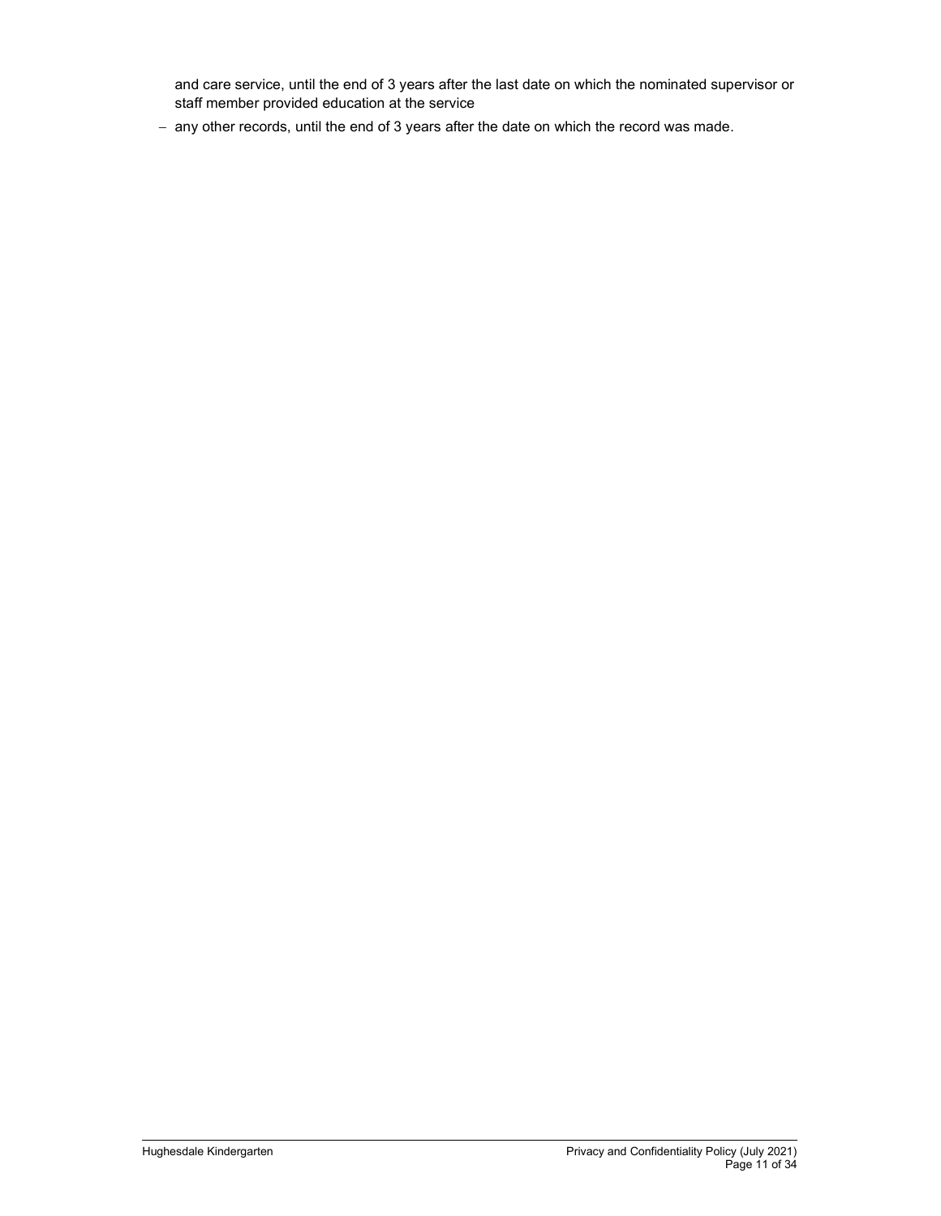and care service, until the end of 3 years after the last date on which the nominated supervisor or staff member provided education at the service

- any other records, until the end of 3 years after the date on which the record was made.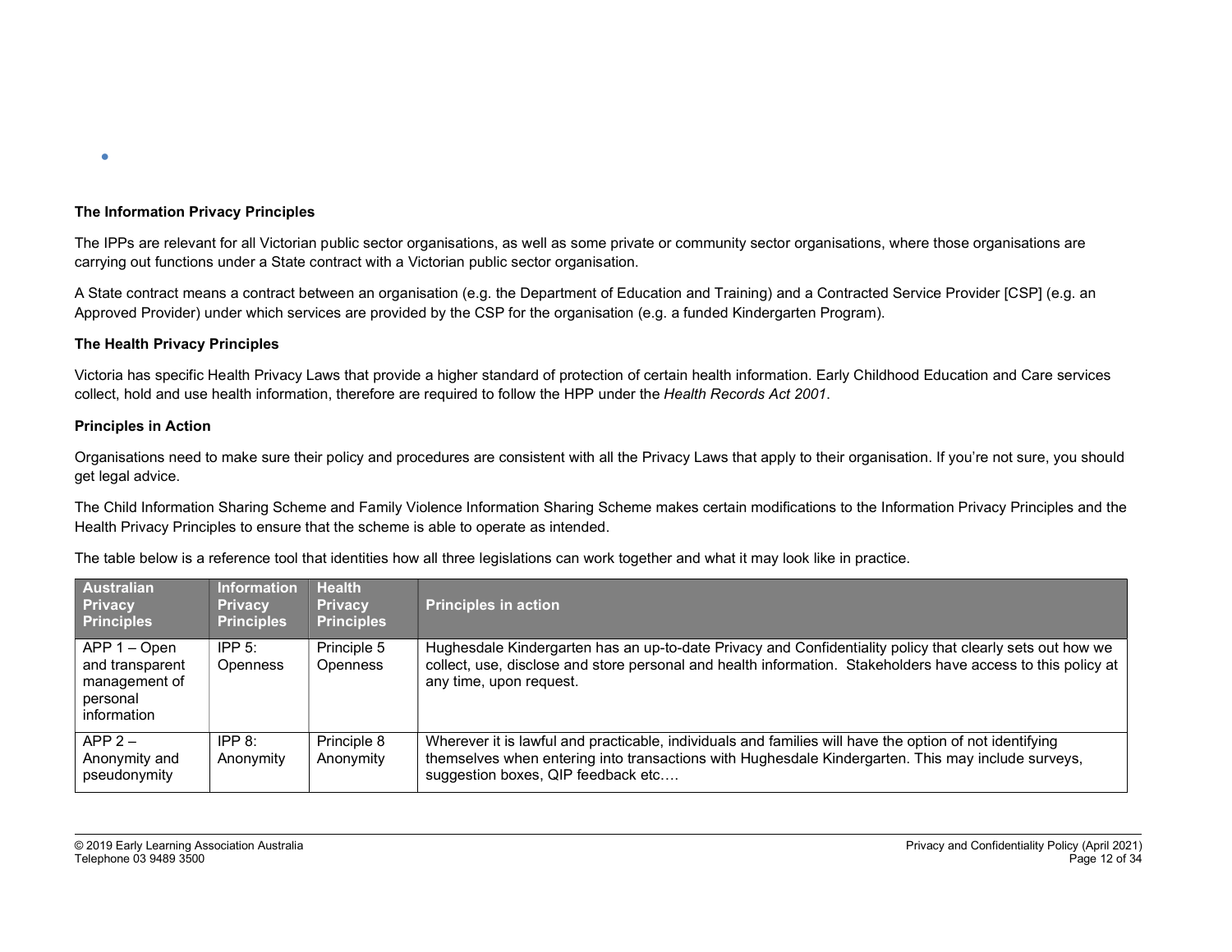**The Information Privacy Principles**

The IPPs are relevant for all Victorian public sector organisations, as well as some private or community sector organisations, where those organisations are carrying out functions under a State contract with a Victorian public sector organisation.

A State contract means a contract between an organisation (e.g. the Department of Education and Training) and a Contracted Service Provider [CSP] (e.g. an Approved Provider) under which services are provided by the CSP for the organisation (e.g. a funded Kindergarten Program).

**The Health Privacy Principles**

Victoria has specific Health Privacy Laws that provide a higher standard of protection of certain health information. Early Childhood Education and Care services collect, hold and use health information, therefore are required to follow the HPP under the *Health Records Act 2001*.

**Principles in Action**

Organisations need to make sure their policy and procedures are consistent with all the Privacy Laws that apply to their organisation. If you're not sure, you should get legal advice.

The Child Information Sharing Scheme and Family Violence Information Sharing Scheme makes certain modifications to the Information Privacy Principles and the Health Privacy Principles to ensure that the scheme is able to operate as intended.

The table below is a reference tool that identities how all three legislations can work together and what it may look like in practice.

| Australian Privacy Principles | Information Privacy Principles | Health Privacy Principles | Principles in action |
|---|---|---|---|
| APP 1 – Open and transparent management of personal information | IPP 5: Openness | Principle 5 Openness | Hughesdale Kindergarten has an up-to-date Privacy and Confidentiality policy that clearly sets out how we collect, use, disclose and store personal and health information. Stakeholders have access to this policy at any time, upon request. |
| APP 2 – Anonymity and pseudonymity | IPP 8: Anonymity | Principle 8 Anonymity | Wherever it is lawful and practicable, individuals and families will have the option of not identifying themselves when entering into transactions with Hughesdale Kindergarten. This may include surveys, suggestion boxes, QIP feedback etc…. |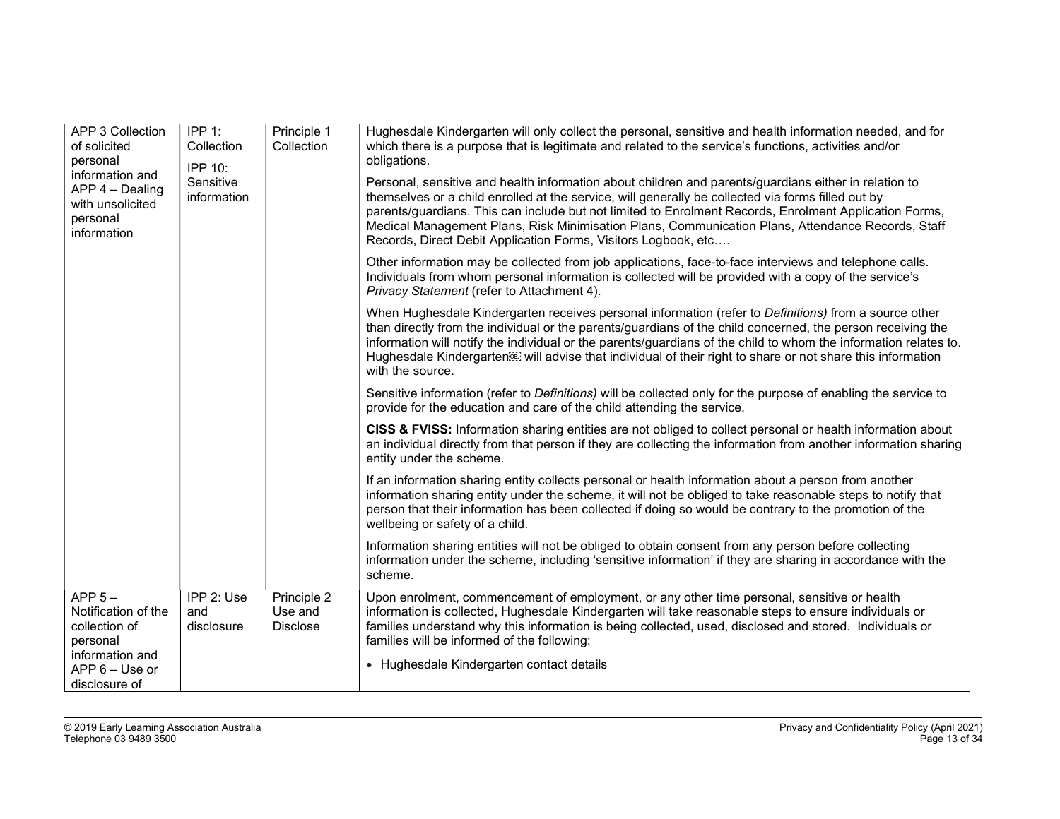| APP 3 Collection of solicited personal information and APP 4 – Dealing with unsolicited personal information | IPP 1: Collection<br>IPP 10: Sensitive information | Principle 1 Collection | Hughesdale Kindergarten will only collect the personal, sensitive and health information needed, and for which there is a purpose that is legitimate and related to the service's functions, activities and/or obligations.<br><br>Personal, sensitive and health information about children and parents/guardians either in relation to themselves or a child enrolled at the service, will generally be collected via forms filled out by parents/guardians. This can include but not limited to Enrolment Records, Enrolment Application Forms, Medical Management Plans, Risk Minimisation Plans, Communication Plans, Attendance Records, Staff Records, Direct Debit Application Forms, Visitors Logbook, etc….<br><br>Other information may be collected from job applications, face-to-face interviews and telephone calls. Individuals from whom personal information is collected will be provided with a copy of the service's *Privacy Statement* (refer to Attachment 4).<br><br>When Hughesdale Kindergarten receives personal information (refer to *Definitions)* from a source other than directly from the individual or the parents/guardians of the child concerned, the person receiving the information will notify the individual or the parents/guardians of the child to whom the information relates to. Hughesdale Kindergarten will advise that individual of their right to share or not share this information with the source.<br><br>Sensitive information (refer to *Definitions)* will be collected only for the purpose of enabling the service to provide for the education and care of the child attending the service.<br><br>**CISS & FVISS:** Information sharing entities are not obliged to collect personal or health information about an individual directly from that person if they are collecting the information from another information sharing entity under the scheme.<br><br>If an information sharing entity collects personal or health information about a person from another information sharing entity under the scheme, it will not be obliged to take reasonable steps to notify that person that their information has been collected if doing so would be contrary to the promotion of the wellbeing or safety of a child.<br><br>Information sharing entities will not be obliged to obtain consent from any person before collecting information under the scheme, including 'sensitive information' if they are sharing in accordance with the scheme. |
|---|---|---|---|
| APP 5 – Notification of the collection of personal information and APP 6 – Use or disclosure of | IPP 2: Use and disclosure | Principle 2 Use and Disclose | Upon enrolment, commencement of employment, or any other time personal, sensitive or health information is collected, Hughesdale Kindergarten will take reasonable steps to ensure individuals or families understand why this information is being collected, used, disclosed and stored. Individuals or families will be informed of the following:<br><br>• Hughesdale Kindergarten contact details |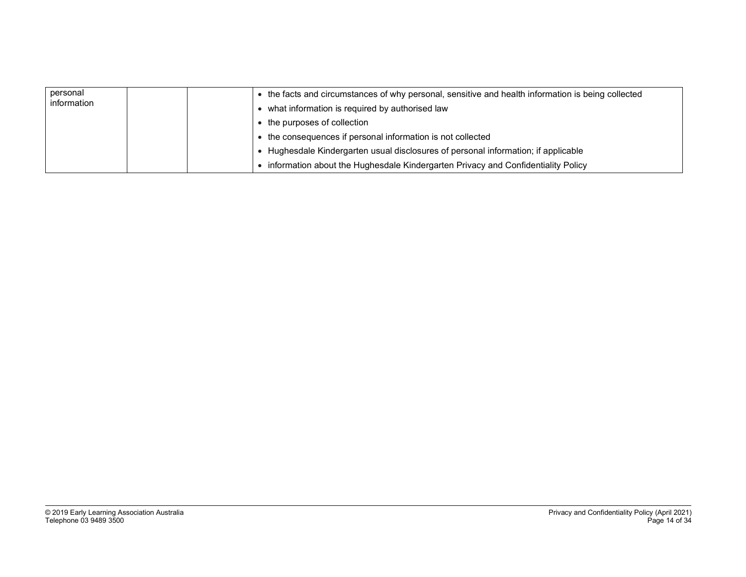| personal information | | | • the facts and circumstances of why personal, sensitive and health information is being collected<br>• what information is required by authorised law<br>• the purposes of collection<br>• the consequences if personal information is not collected<br>• Hughesdale Kindergarten usual disclosures of personal information; if applicable<br>• information about the Hughesdale Kindergarten Privacy and Confidentiality Policy |
|---|---|---|---|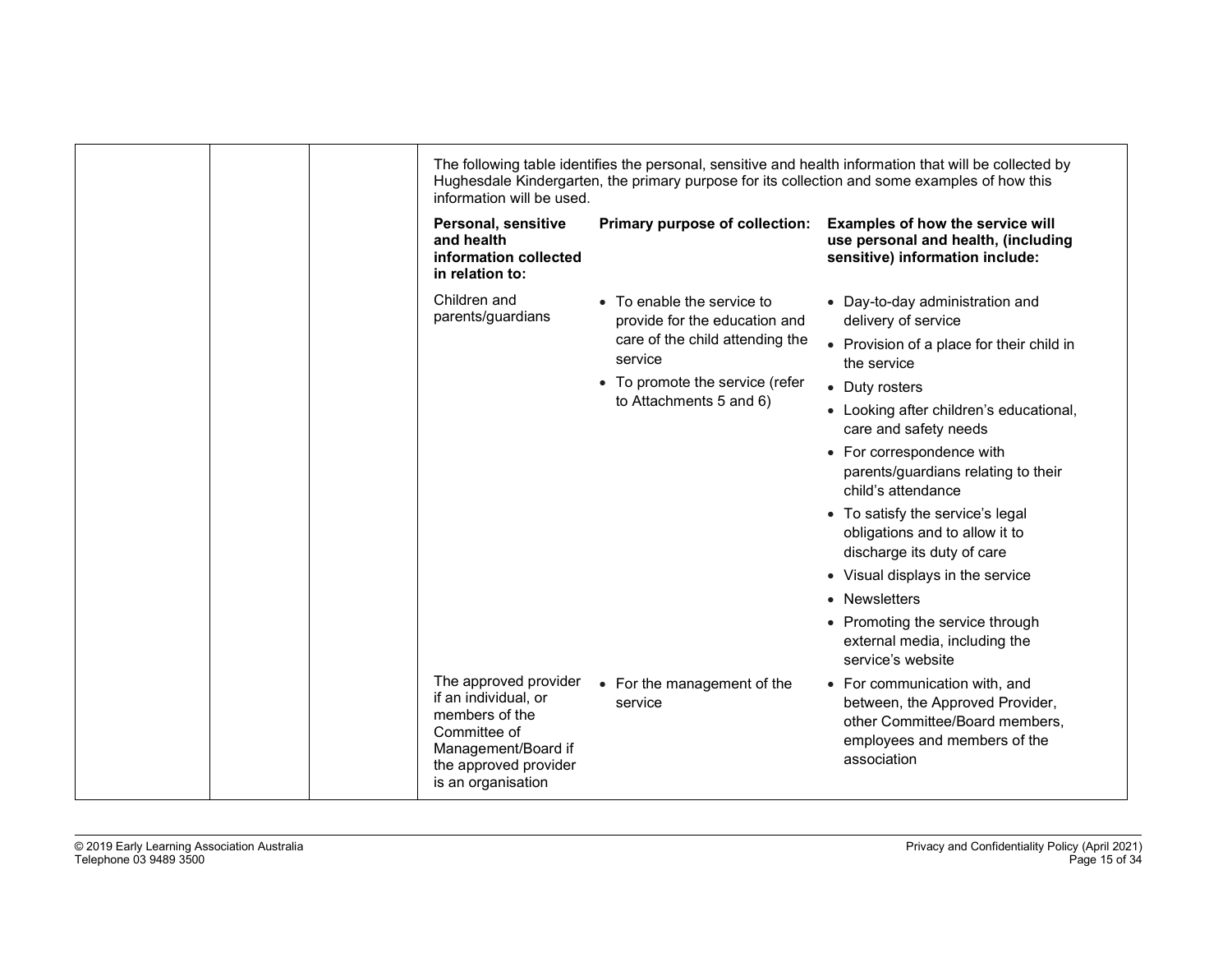The following table identifies the personal, sensitive and health information that will be collected by Hughesdale Kindergarten, the primary purpose for its collection and some examples of how this information will be used.

| Personal, sensitive and health information collected in relation to: | Primary purpose of collection: | Examples of how the service will use personal and health, (including sensitive) information include: |
|---|---|---|
| Children and parents/guardians | • To enable the service to provide for the education and care of the child attending the service<br>• To promote the service (refer to Attachments 5 and 6) | • Day-to-day administration and delivery of service<br>• Provision of a place for their child in the service<br>• Duty rosters<br>• Looking after children's educational, care and safety needs<br>• For correspondence with parents/guardians relating to their child's attendance<br>• To satisfy the service's legal obligations and to allow it to discharge its duty of care<br>• Visual displays in the service<br>• Newsletters<br>• Promoting the service through external media, including the service's website |
| The approved provider if an individual, or members of the Committee of Management/Board if the approved provider is an organisation | • For the management of the service | • For communication with, and between, the Approved Provider, other Committee/Board members, employees and members of the association |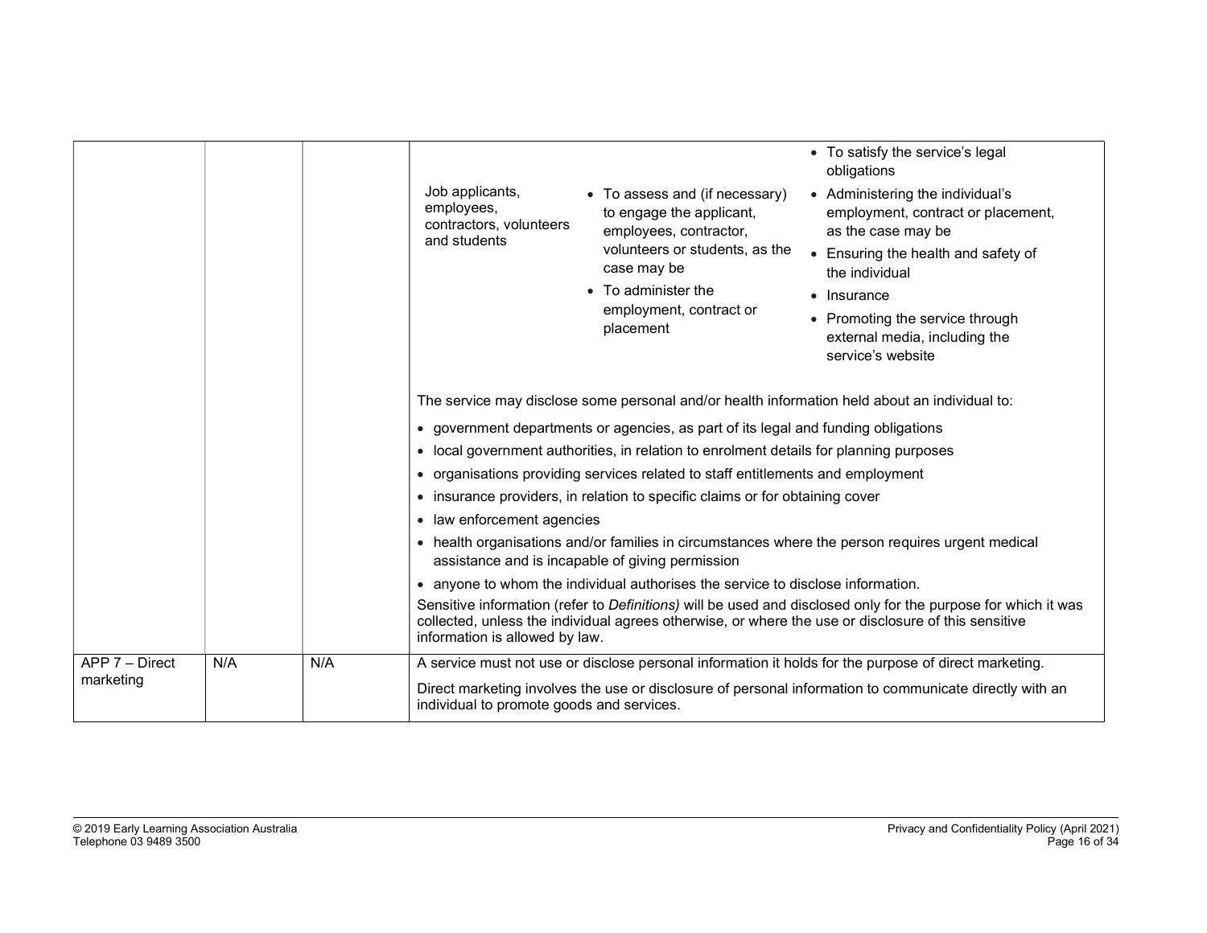| | | | |
|---|---|---|---|
| | | | Job applicants, employees, contractors, volunteers and students — • To assess and (if necessary) to engage the applicant, employees, contractor, volunteers or students, as the case may be • To administer the employment, contract or placement — • To satisfy the service's legal obligations • Administering the individual's employment, contract or placement, as the case may be • Ensuring the health and safety of the individual • Insurance • Promoting the service through external media, including the service's website<br><br>The service may disclose some personal and/or health information held about an individual to:<br>• government departments or agencies, as part of its legal and funding obligations<br>• local government authorities, in relation to enrolment details for planning purposes<br>• organisations providing services related to staff entitlements and employment<br>• insurance providers, in relation to specific claims or for obtaining cover<br>• law enforcement agencies<br>• health organisations and/or families in circumstances where the person requires urgent medical assistance and is incapable of giving permission<br>• anyone to whom the individual authorises the service to disclose information.<br>Sensitive information (refer to *Definitions)* will be used and disclosed only for the purpose for which it was collected, unless the individual agrees otherwise, or where the use or disclosure of this sensitive information is allowed by law. |
| APP 7 – Direct marketing | N/A | N/A | A service must not use or disclose personal information it holds for the purpose of direct marketing.<br><br>Direct marketing involves the use or disclosure of personal information to communicate directly with an individual to promote goods and services. |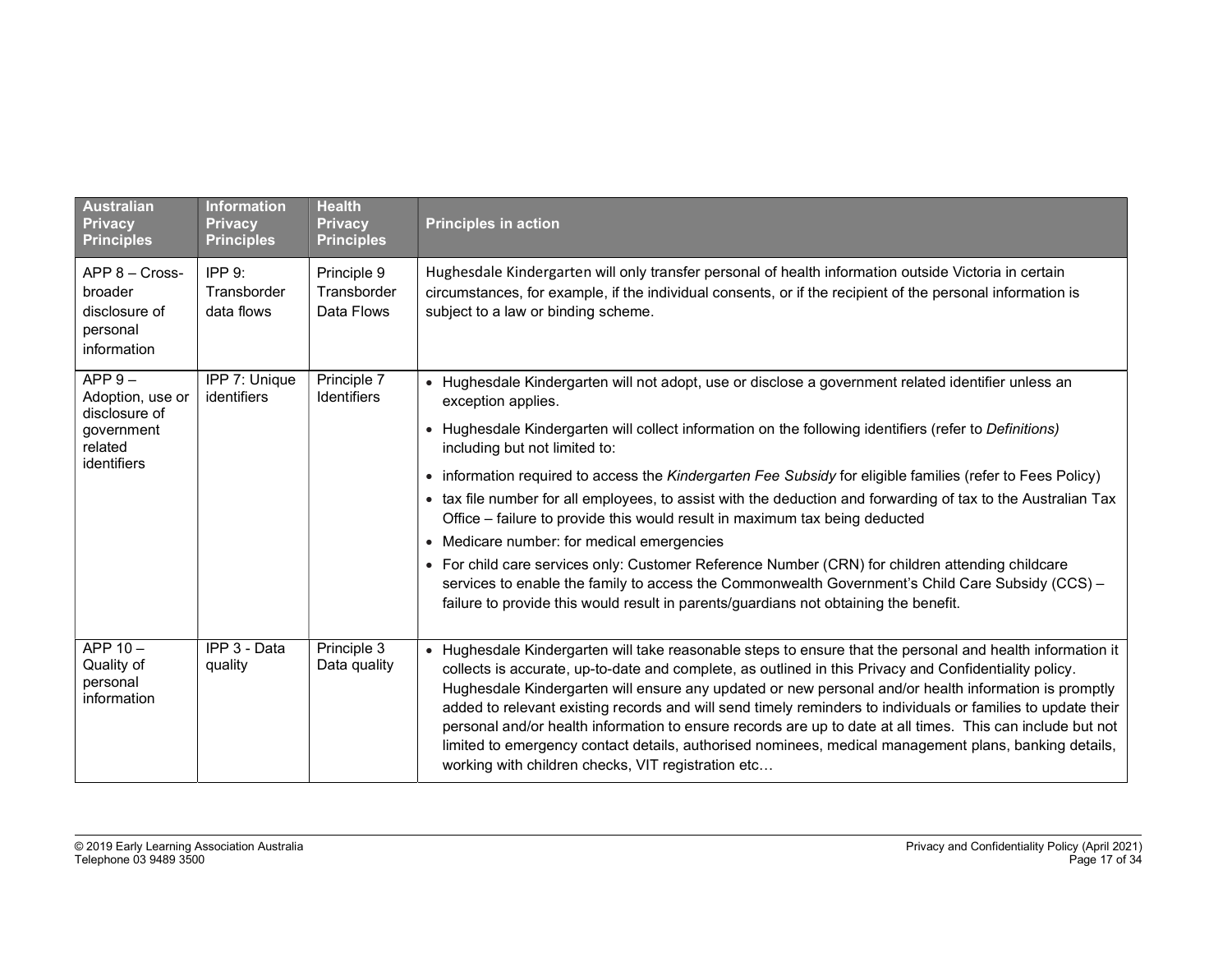| Australian Privacy Principles | Information Privacy Principles | Health Privacy Principles | Principles in action |
| --- | --- | --- | --- |
| APP 8 – Cross-broader disclosure of personal information | IPP 9: Transborder data flows | Principle 9 Transborder Data Flows | Hughesdale Kindergarten will only transfer personal of health information outside Victoria in certain circumstances, for example, if the individual consents, or if the recipient of the personal information is subject to a law or binding scheme. |
| APP 9 – Adoption, use or disclosure of government related identifiers | IPP 7: Unique identifiers | Principle 7 Identifiers | • Hughesdale Kindergarten will not adopt, use or disclose a government related identifier unless an exception applies.<br>• Hughesdale Kindergarten will collect information on the following identifiers (refer to *Definitions)* including but not limited to:<br>• information required to access the *Kindergarten Fee Subsidy* for eligible families (refer to Fees Policy)<br>• tax file number for all employees, to assist with the deduction and forwarding of tax to the Australian Tax Office – failure to provide this would result in maximum tax being deducted<br>• Medicare number: for medical emergencies<br>• For child care services only: Customer Reference Number (CRN) for children attending childcare services to enable the family to access the Commonwealth Government's Child Care Subsidy (CCS) – failure to provide this would result in parents/guardians not obtaining the benefit. |
| APP 10 – Quality of personal information | IPP 3 - Data quality | Principle 3 Data quality | • Hughesdale Kindergarten will take reasonable steps to ensure that the personal and health information it collects is accurate, up-to-date and complete, as outlined in this Privacy and Confidentiality policy. Hughesdale Kindergarten will ensure any updated or new personal and/or health information is promptly added to relevant existing records and will send timely reminders to individuals or families to update their personal and/or health information to ensure records are up to date at all times. This can include but not limited to emergency contact details, authorised nominees, medical management plans, banking details, working with children checks, VIT registration etc… |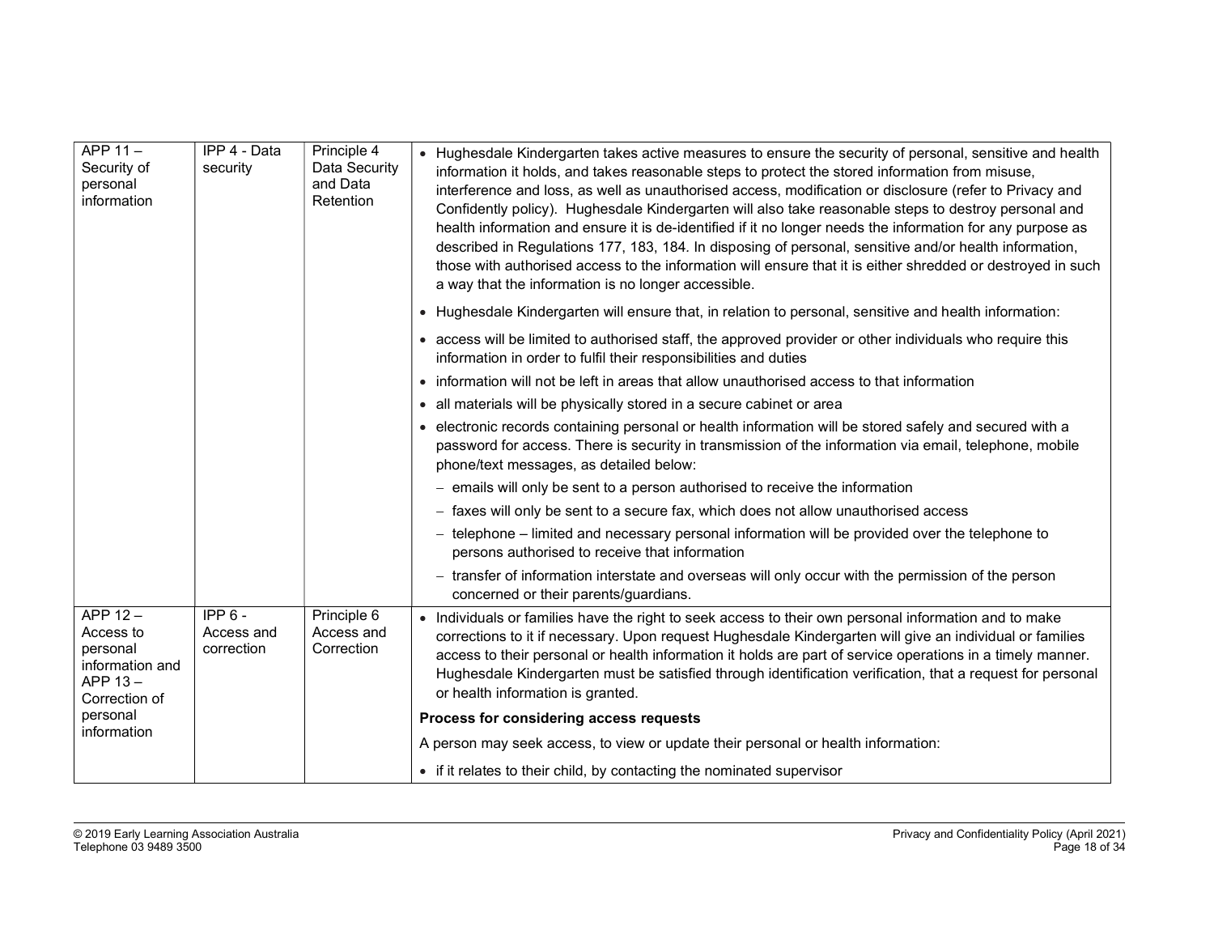| | | | |
|---|---|---|---|
| APP 11 – Security of personal information | IPP 4 - Data security | Principle 4 Data Security and Data Retention | • Hughesdale Kindergarten takes active measures to ensure the security of personal, sensitive and health information it holds, and takes reasonable steps to protect the stored information from misuse, interference and loss, as well as unauthorised access, modification or disclosure (refer to Privacy and Confidently policy). Hughesdale Kindergarten will also take reasonable steps to destroy personal and health information and ensure it is de-identified if it no longer needs the information for any purpose as described in Regulations 177, 183, 184. In disposing of personal, sensitive and/or health information, those with authorised access to the information will ensure that it is either shredded or destroyed in such a way that the information is no longer accessible.<br>• Hughesdale Kindergarten will ensure that, in relation to personal, sensitive and health information:<br>• access will be limited to authorised staff, the approved provider or other individuals who require this information in order to fulfil their responsibilities and duties<br>• information will not be left in areas that allow unauthorised access to that information<br>• all materials will be physically stored in a secure cabinet or area<br>• electronic records containing personal or health information will be stored safely and secured with a password for access. There is security in transmission of the information via email, telephone, mobile phone/text messages, as detailed below:<br>– emails will only be sent to a person authorised to receive the information<br>– faxes will only be sent to a secure fax, which does not allow unauthorised access<br>– telephone – limited and necessary personal information will be provided over the telephone to persons authorised to receive that information<br>– transfer of information interstate and overseas will only occur with the permission of the person concerned or their parents/guardians. |
| APP 12 – Access to personal information and APP 13 – Correction of personal information | IPP 6 - Access and correction | Principle 6 Access and Correction | • Individuals or families have the right to seek access to their own personal information and to make corrections to it if necessary. Upon request Hughesdale Kindergarten will give an individual or families access to their personal or health information it holds are part of service operations in a timely manner. Hughesdale Kindergarten must be satisfied through identification verification, that a request for personal or health information is granted.<br>**Process for considering access requests**<br>A person may seek access, to view or update their personal or health information:<br>• if it relates to their child, by contacting the nominated supervisor |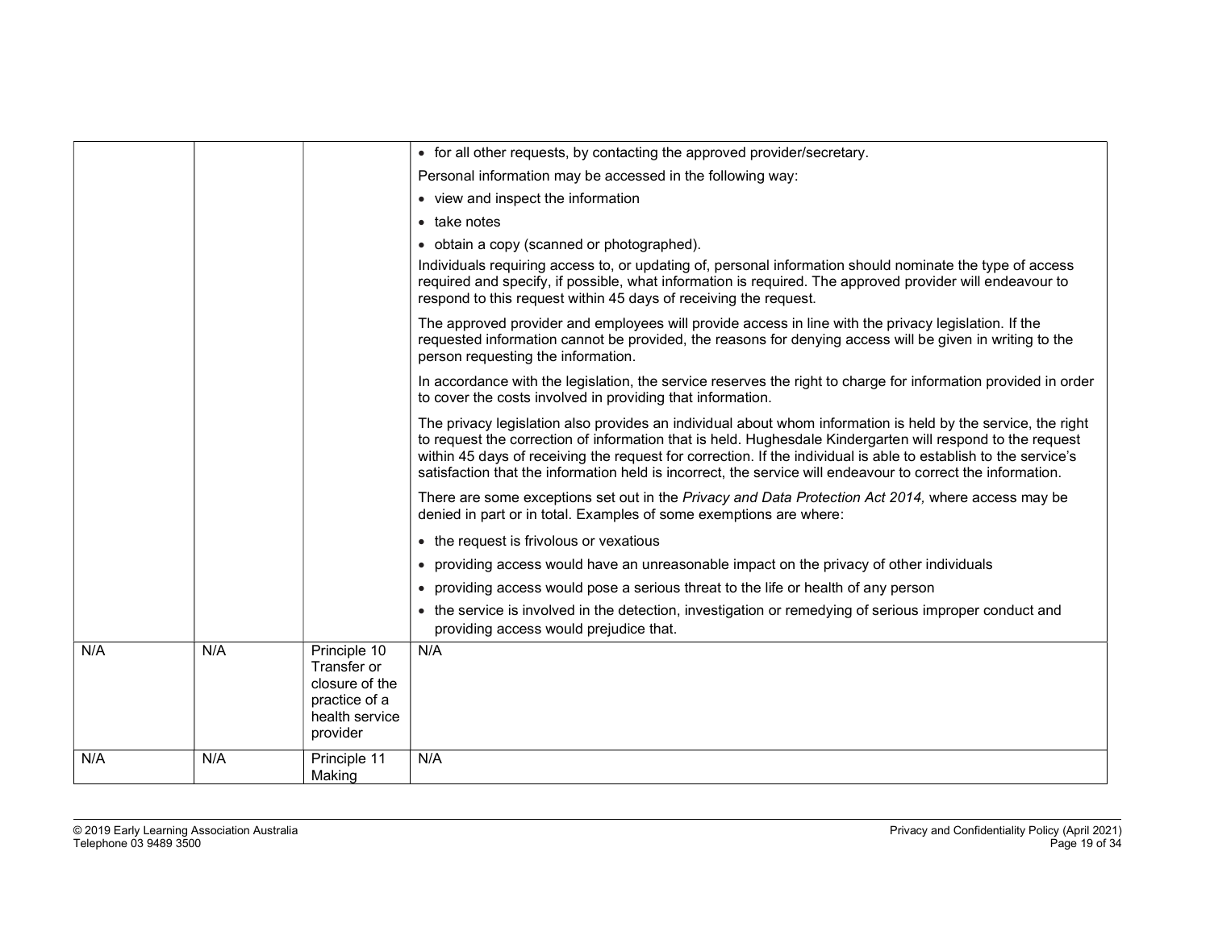| | | | |
|---|---|---|---|
| | | | • for all other requests, by contacting the approved provider/secretary.<br>Personal information may be accessed in the following way:<br>• view and inspect the information<br>• take notes<br>• obtain a copy (scanned or photographed).<br>Individuals requiring access to, or updating of, personal information should nominate the type of access required and specify, if possible, what information is required. The approved provider will endeavour to respond to this request within 45 days of receiving the request.<br>The approved provider and employees will provide access in line with the privacy legislation. If the requested information cannot be provided, the reasons for denying access will be given in writing to the person requesting the information.<br>In accordance with the legislation, the service reserves the right to charge for information provided in order to cover the costs involved in providing that information.<br>The privacy legislation also provides an individual about whom information is held by the service, the right to request the correction of information that is held. Hughesdale Kindergarten will respond to the request within 45 days of receiving the request for correction. If the individual is able to establish to the service's satisfaction that the information held is incorrect, the service will endeavour to correct the information.<br>There are some exceptions set out in the *Privacy and Data Protection Act 2014,* where access may be denied in part or in total. Examples of some exemptions are where:<br>• the request is frivolous or vexatious<br>• providing access would have an unreasonable impact on the privacy of other individuals<br>• providing access would pose a serious threat to the life or health of any person<br>• the service is involved in the detection, investigation or remedying of serious improper conduct and providing access would prejudice that. |
| N/A | N/A | Principle 10 Transfer or closure of the practice of a health service provider | N/A |
| N/A | N/A | Principle 11 Making | N/A |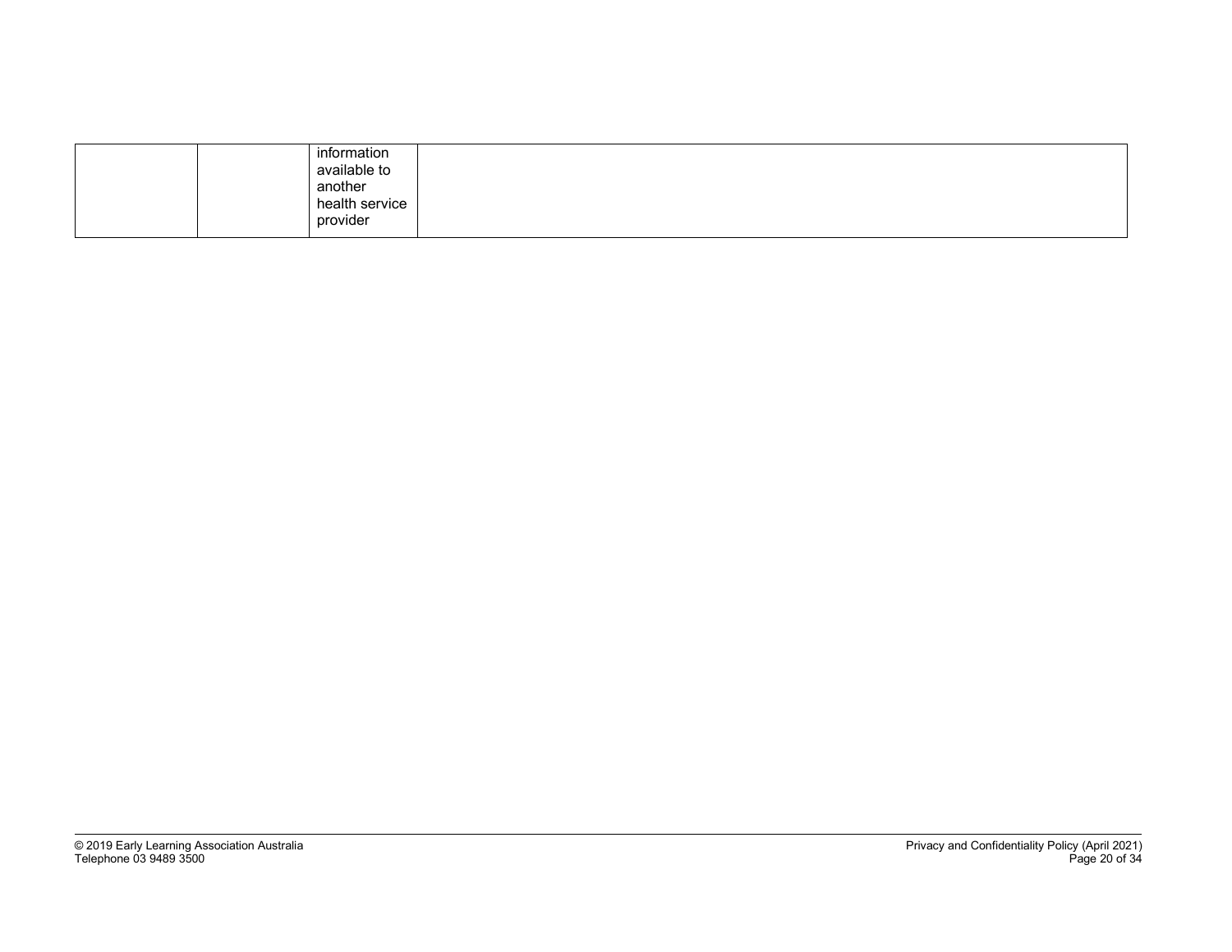| | | | |
|---|---|---|---|
| | | information available to another health service provider | |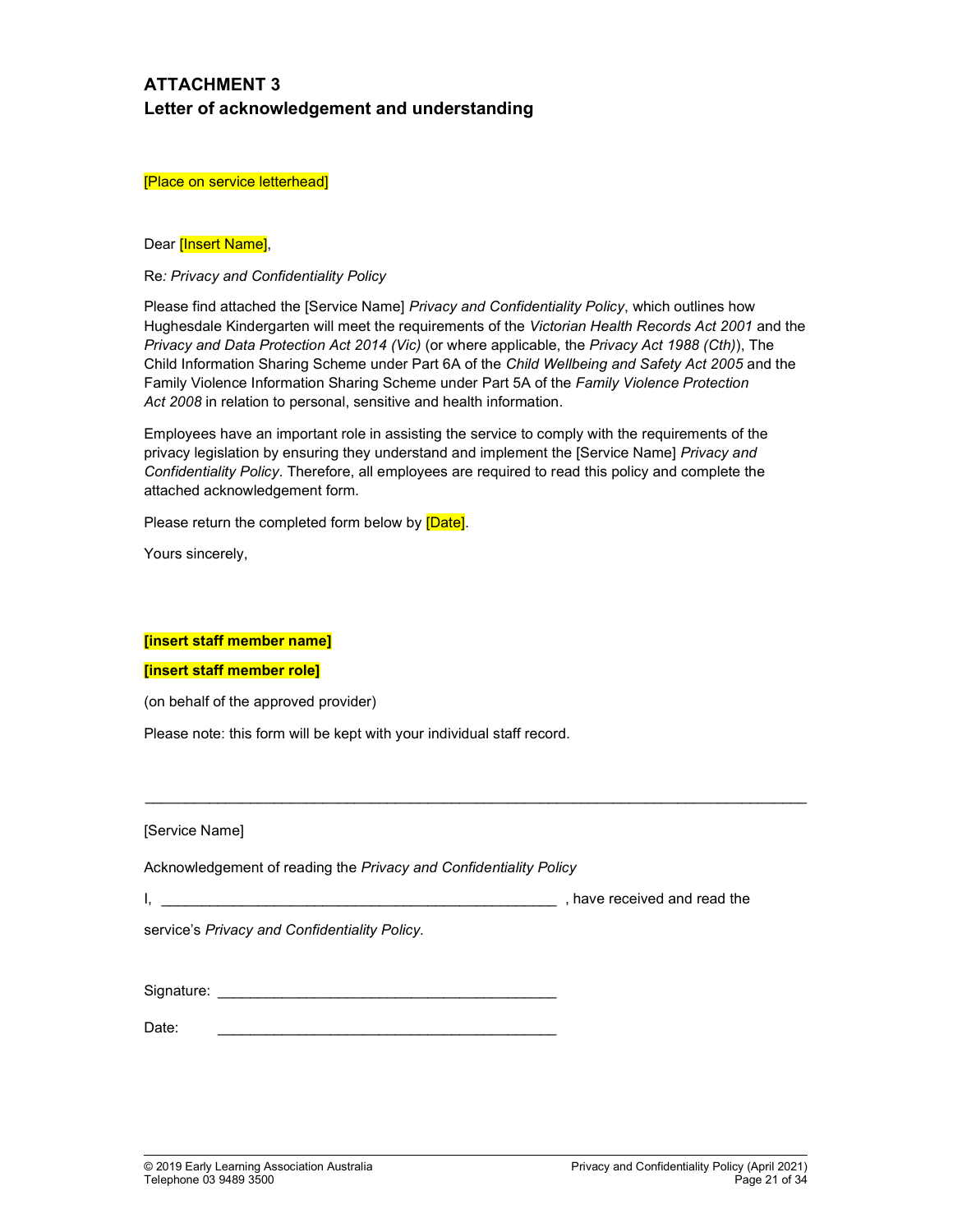## ATTACHMENT 3
## Letter of acknowledgement and understanding

[Place on service letterhead]

Dear [Insert Name],

Re*: Privacy and Confidentiality Policy*

Please find attached the [Service Name] *Privacy and Confidentiality Policy*, which outlines how Hughesdale Kindergarten will meet the requirements of the *Victorian Health Records Act 2001* and the *Privacy and Data Protection Act 2014 (Vic)* (or where applicable, the *Privacy Act 1988 (Cth)*), The Child Information Sharing Scheme under Part 6A of the *Child Wellbeing and Safety Act 2005* and the Family Violence Information Sharing Scheme under Part 5A of the *Family Violence Protection Act 2008* in relation to personal, sensitive and health information.

Employees have an important role in assisting the service to comply with the requirements of the privacy legislation by ensuring they understand and implement the [Service Name] *Privacy and Confidentiality Policy*. Therefore, all employees are required to read this policy and complete the attached acknowledgement form.

Please return the completed form below by [Date].

Yours sincerely,

**[insert staff member name]**

**[insert staff member role]**

(on behalf of the approved provider)

Please note: this form will be kept with your individual staff record.

---

[Service Name]

Acknowledgement of reading the *Privacy and Confidentiality Policy*

I, ______________________________________________ , have received and read the service's *Privacy and Confidentiality Policy.*

Signature: ________________________________________

Date: ________________________________________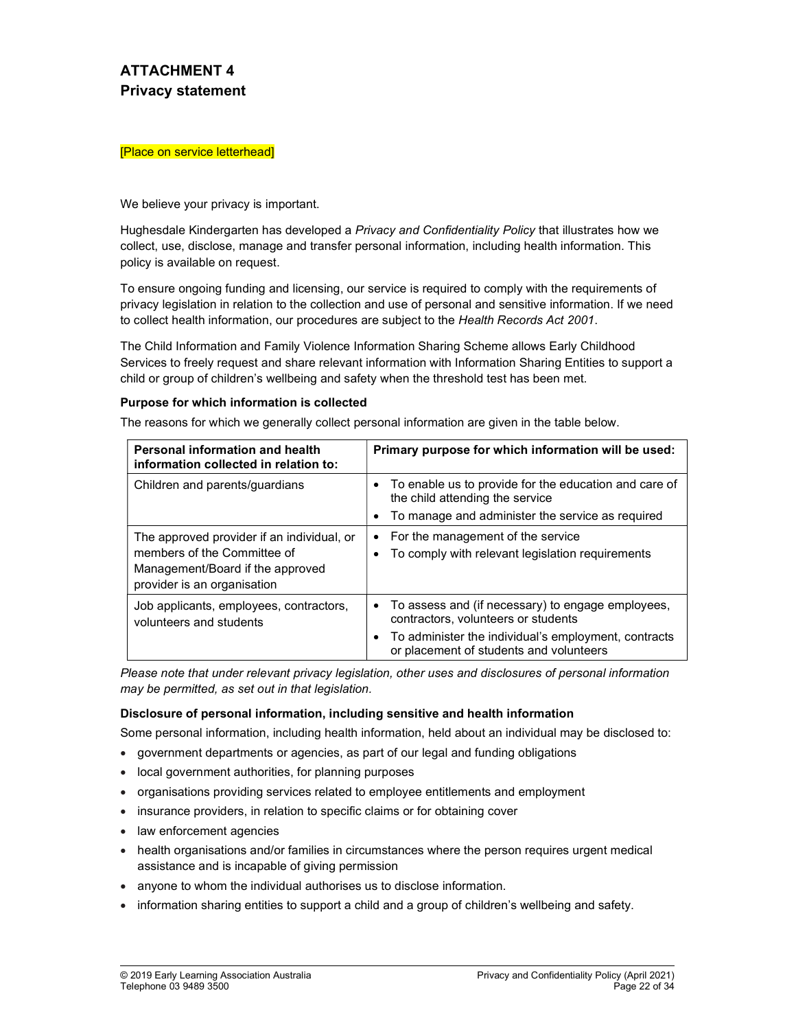# ATTACHMENT 4
## Privacy statement

[Place on service letterhead]

We believe your privacy is important.

Hughesdale Kindergarten has developed a *Privacy and Confidentiality Policy* that illustrates how we collect, use, disclose, manage and transfer personal information, including health information. This policy is available on request.

To ensure ongoing funding and licensing, our service is required to comply with the requirements of privacy legislation in relation to the collection and use of personal and sensitive information. If we need to collect health information, our procedures are subject to the *Health Records Act 2001*.

The Child Information and Family Violence Information Sharing Scheme allows Early Childhood Services to freely request and share relevant information with Information Sharing Entities to support a child or group of children's wellbeing and safety when the threshold test has been met.

**Purpose for which information is collected**

The reasons for which we generally collect personal information are given in the table below.

| Personal information and health information collected in relation to: | Primary purpose for which information will be used: |
| --- | --- |
| Children and parents/guardians | • To enable us to provide for the education and care of the child attending the service<br>• To manage and administer the service as required |
| The approved provider if an individual, or members of the Committee of Management/Board if the approved provider is an organisation | • For the management of the service<br>• To comply with relevant legislation requirements |
| Job applicants, employees, contractors, volunteers and students | • To assess and (if necessary) to engage employees, contractors, volunteers or students<br>• To administer the individual's employment, contracts or placement of students and volunteers |

*Please note that under relevant privacy legislation, other uses and disclosures of personal information may be permitted, as set out in that legislation.*

**Disclosure of personal information, including sensitive and health information**

Some personal information, including health information, held about an individual may be disclosed to:

- government departments or agencies, as part of our legal and funding obligations
- local government authorities, for planning purposes
- organisations providing services related to employee entitlements and employment
- insurance providers, in relation to specific claims or for obtaining cover
- law enforcement agencies
- health organisations and/or families in circumstances where the person requires urgent medical assistance and is incapable of giving permission
- anyone to whom the individual authorises us to disclose information.
- information sharing entities to support a child and a group of children's wellbeing and safety.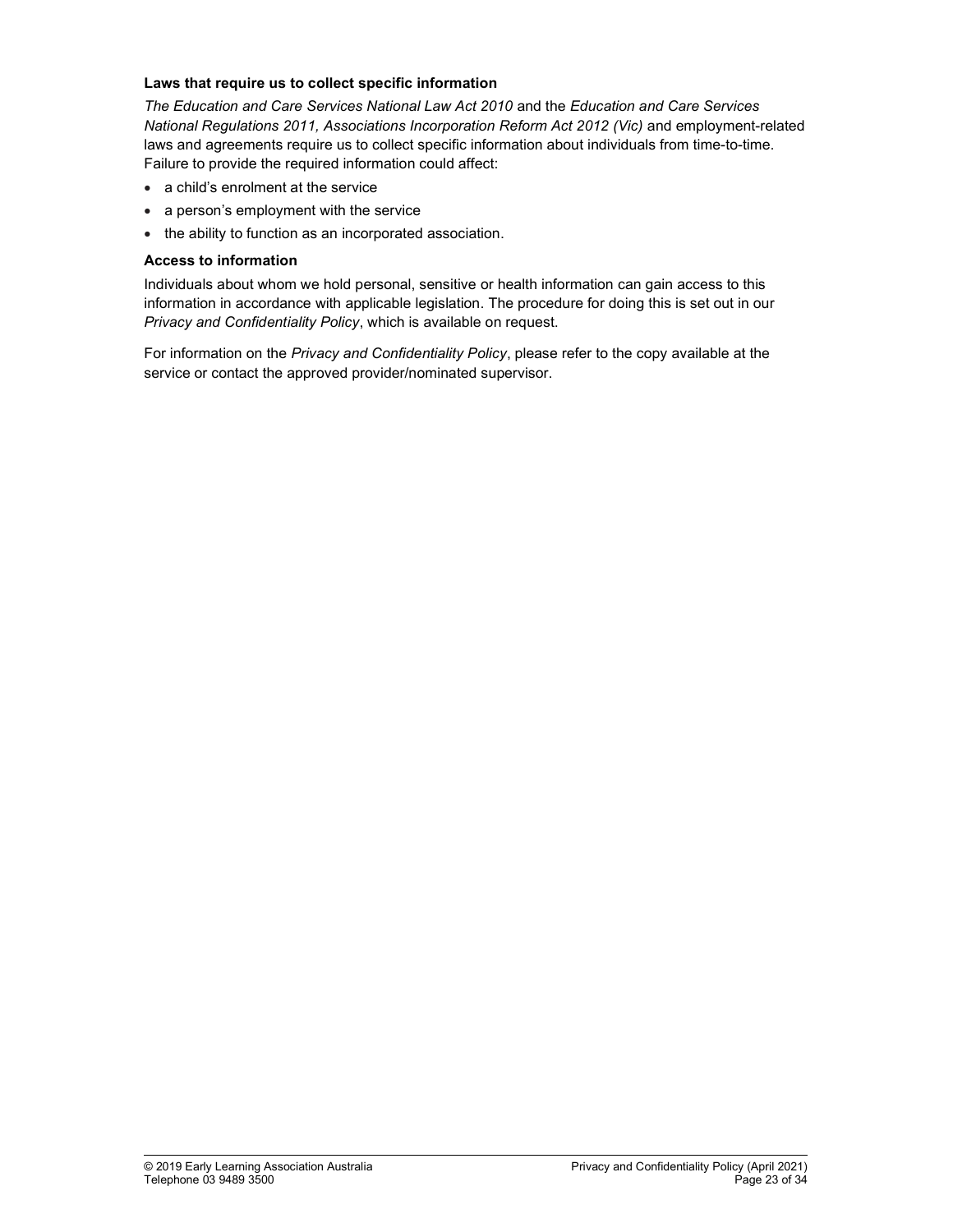**Laws that require us to collect specific information**

*The Education and Care Services National Law Act 2010* and the *Education and Care Services National Regulations 2011, Associations Incorporation Reform Act 2012 (Vic)* and employment-related laws and agreements require us to collect specific information about individuals from time-to-time. Failure to provide the required information could affect:

- a child's enrolment at the service
- a person's employment with the service
- the ability to function as an incorporated association.

**Access to information**

Individuals about whom we hold personal, sensitive or health information can gain access to this information in accordance with applicable legislation. The procedure for doing this is set out in our *Privacy and Confidentiality Policy*, which is available on request.

For information on the *Privacy and Confidentiality Policy*, please refer to the copy available at the service or contact the approved provider/nominated supervisor.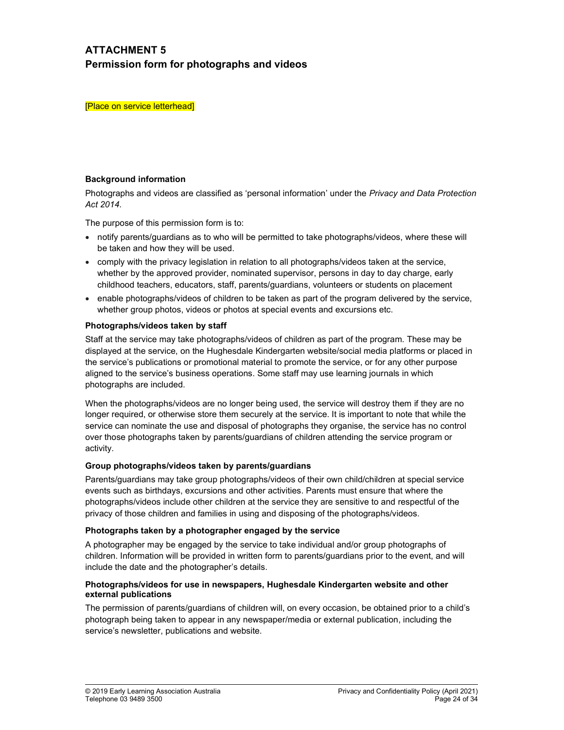# ATTACHMENT 5
## Permission form for photographs and videos

[Place on service letterhead]

### Background information

Photographs and videos are classified as 'personal information' under the *Privacy and Data Protection Act 2014*.

The purpose of this permission form is to:

- notify parents/guardians as to who will be permitted to take photographs/videos, where these will be taken and how they will be used.
- comply with the privacy legislation in relation to all photographs/videos taken at the service, whether by the approved provider, nominated supervisor, persons in day to day charge, early childhood teachers, educators, staff, parents/guardians, volunteers or students on placement
- enable photographs/videos of children to be taken as part of the program delivered by the service, whether group photos, videos or photos at special events and excursions etc.

### Photographs/videos taken by staff

Staff at the service may take photographs/videos of children as part of the program. These may be displayed at the service, on the Hughesdale Kindergarten website/social media platforms or placed in the service's publications or promotional material to promote the service, or for any other purpose aligned to the service's business operations. Some staff may use learning journals in which photographs are included.

When the photographs/videos are no longer being used, the service will destroy them if they are no longer required, or otherwise store them securely at the service. It is important to note that while the service can nominate the use and disposal of photographs they organise, the service has no control over those photographs taken by parents/guardians of children attending the service program or activity.

### Group photographs/videos taken by parents/guardians

Parents/guardians may take group photographs/videos of their own child/children at special service events such as birthdays, excursions and other activities. Parents must ensure that where the photographs/videos include other children at the service they are sensitive to and respectful of the privacy of those children and families in using and disposing of the photographs/videos.

### Photographs taken by a photographer engaged by the service

A photographer may be engaged by the service to take individual and/or group photographs of children. Information will be provided in written form to parents/guardians prior to the event, and will include the date and the photographer's details.

### Photographs/videos for use in newspapers, Hughesdale Kindergarten website and other external publications

The permission of parents/guardians of children will, on every occasion, be obtained prior to a child's photograph being taken to appear in any newspaper/media or external publication, including the service's newsletter, publications and website.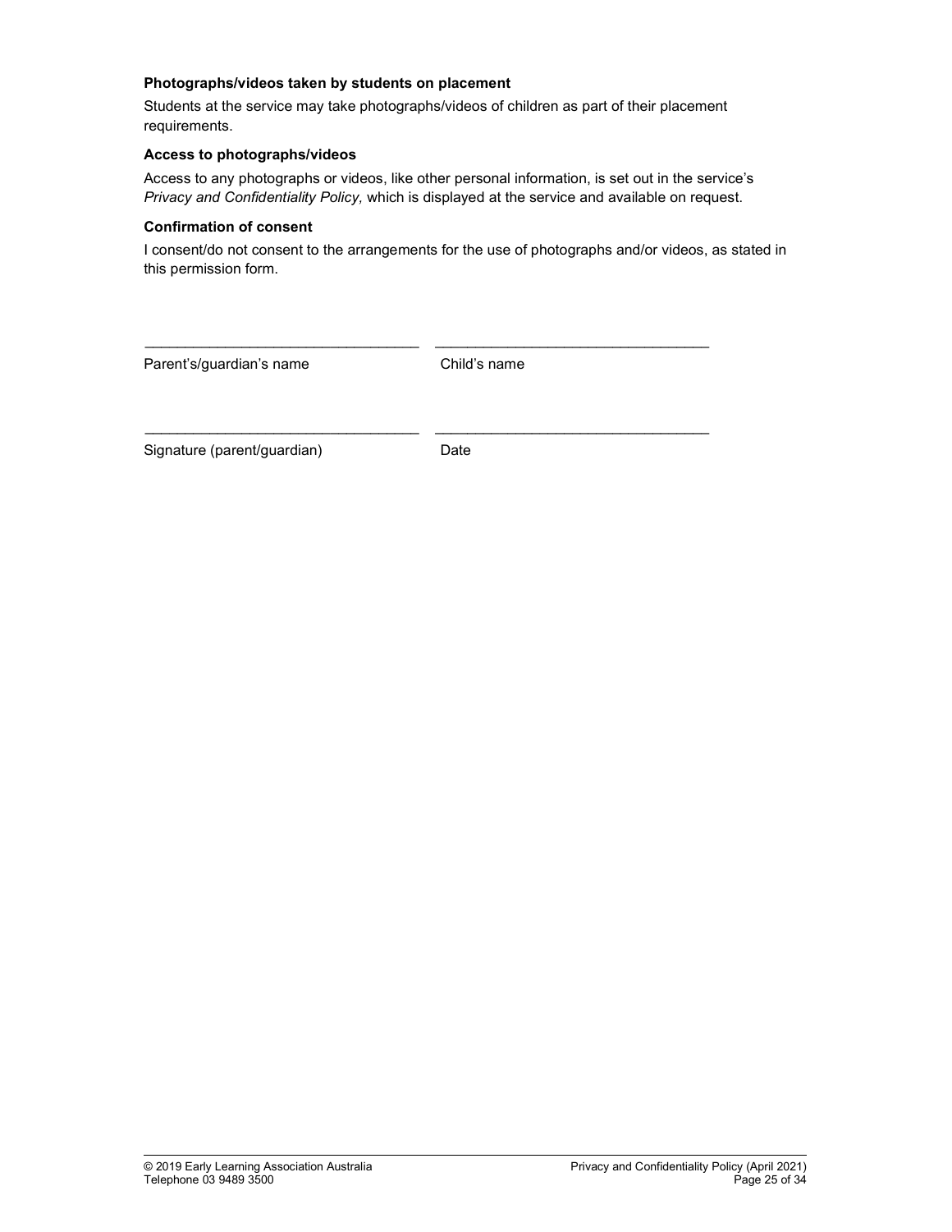**Photographs/videos taken by students on placement**

Students at the service may take photographs/videos of children as part of their placement requirements.

**Access to photographs/videos**

Access to any photographs or videos, like other personal information, is set out in the service's *Privacy and Confidentiality Policy,* which is displayed at the service and available on request.

**Confirmation of consent**

I consent/do not consent to the arrangements for the use of photographs and/or videos, as stated in this permission form.

| _________________________________ | _________________________________ |
|---|---|
| Parent's/guardian's name | Child's name |
| _________________________________ | _________________________________ |
| Signature (parent/guardian) | Date |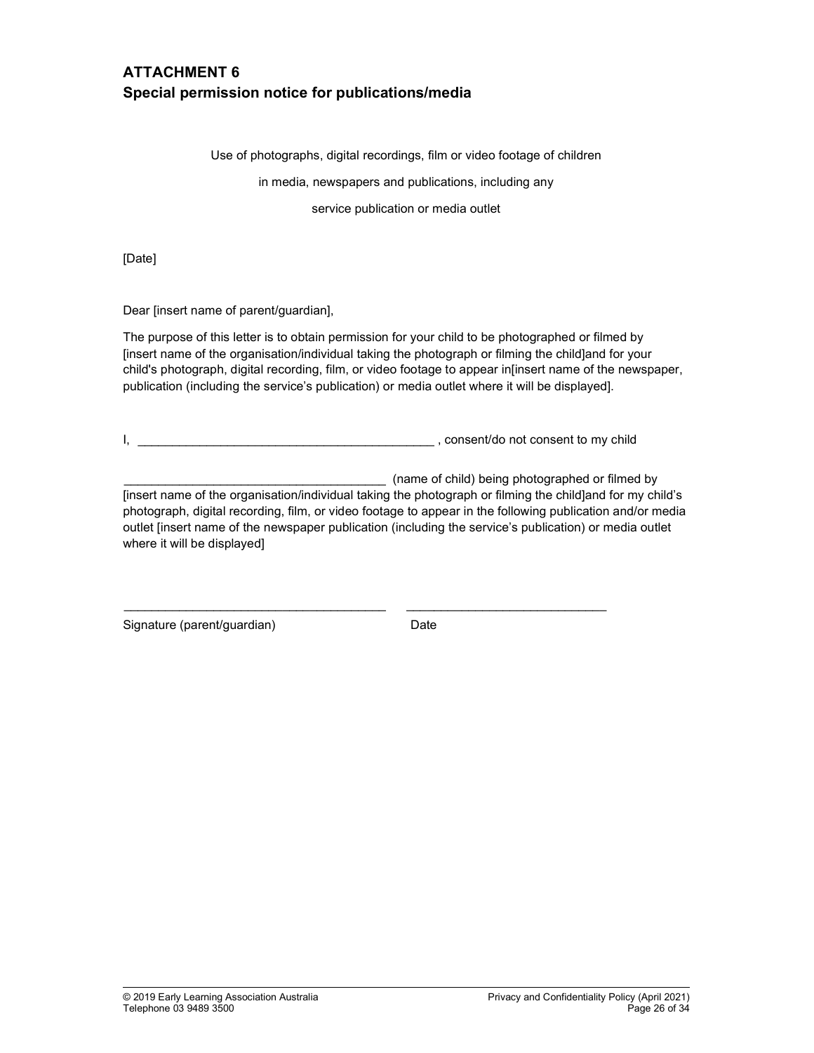## ATTACHMENT 6
## Special permission notice for publications/media

Use of photographs, digital recordings, film or video footage of children

in media, newspapers and publications, including any

service publication or media outlet

[Date]

Dear [insert name of parent/guardian],

The purpose of this letter is to obtain permission for your child to be photographed or filmed by [insert name of the organisation/individual taking the photograph or filming the child]and for your child's photograph, digital recording, film, or video footage to appear in[insert name of the newspaper, publication (including the service's publication) or media outlet where it will be displayed].

I, ____________________________________________ , consent/do not consent to my child

______________________________________ (name of child) being photographed or filmed by [insert name of the organisation/individual taking the photograph or filming the child]and for my child's photograph, digital recording, film, or video footage to appear in the following publication and/or media outlet [insert name of the newspaper publication (including the service's publication) or media outlet where it will be displayed]

______________________________________ ______________________________

Signature (parent/guardian) Date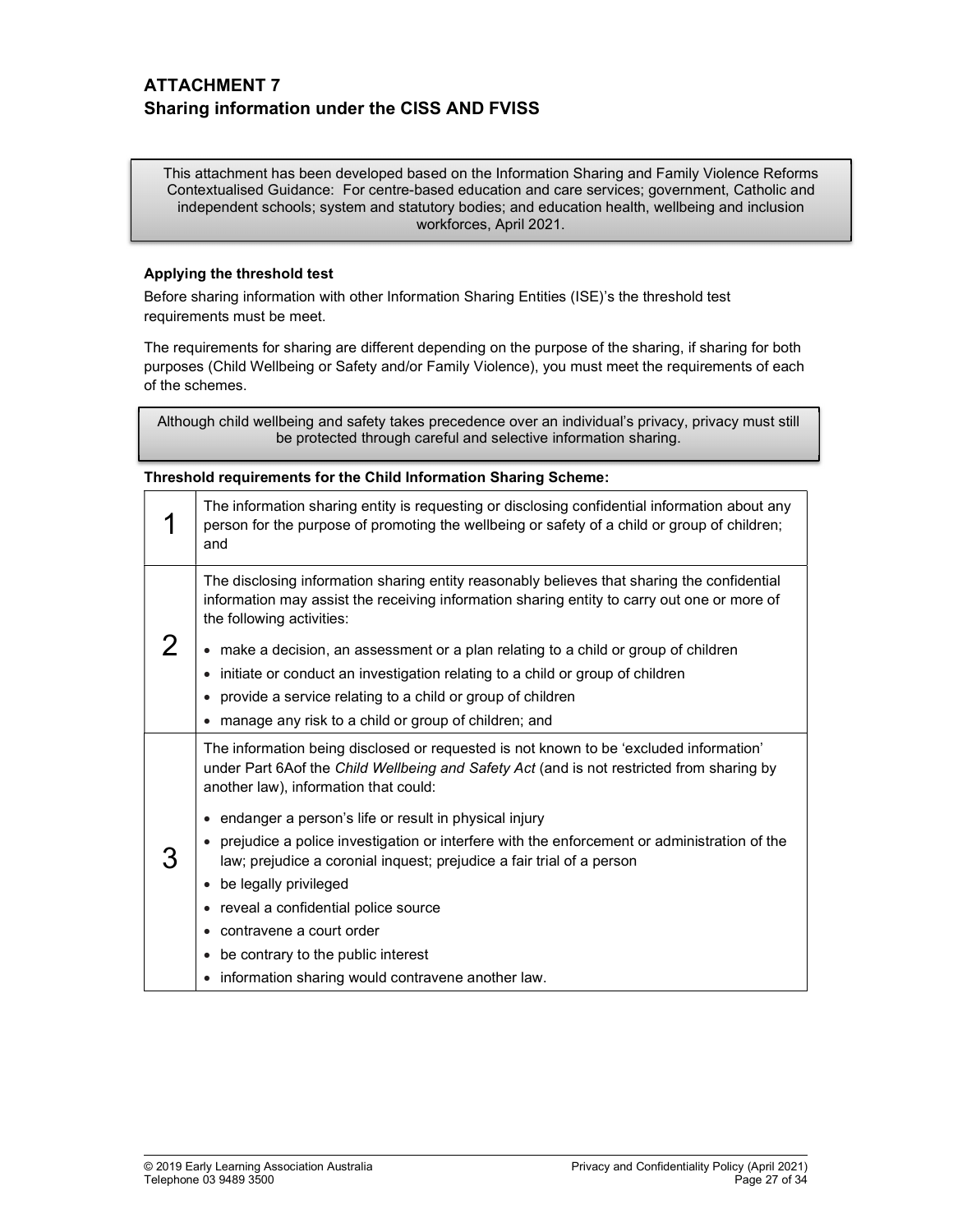## ATTACHMENT 7
## Sharing information under the CISS AND FVISS

This attachment has been developed based on the Information Sharing and Family Violence Reforms Contextualised Guidance: For centre-based education and care services; government, Catholic and independent schools; system and statutory bodies; and education health, wellbeing and inclusion workforces, April 2021.

**Applying the threshold test**

Before sharing information with other Information Sharing Entities (ISE)'s the threshold test requirements must be meet.

The requirements for sharing are different depending on the purpose of the sharing, if sharing for both purposes (Child Wellbeing or Safety and/or Family Violence), you must meet the requirements of each of the schemes.

Although child wellbeing and safety takes precedence over an individual's privacy, privacy must still be protected through careful and selective information sharing.

**Threshold requirements for the Child Information Sharing Scheme:**

| | |
|---|---|
| 1 | The information sharing entity is requesting or disclosing confidential information about any person for the purpose of promoting the wellbeing or safety of a child or group of children; and |
| 2 | The disclosing information sharing entity reasonably believes that sharing the confidential information may assist the receiving information sharing entity to carry out one or more of the following activities:<br>• make a decision, an assessment or a plan relating to a child or group of children<br>• initiate or conduct an investigation relating to a child or group of children<br>• provide a service relating to a child or group of children<br>• manage any risk to a child or group of children; and |
| 3 | The information being disclosed or requested is not known to be 'excluded information' under Part 6Aof the *Child Wellbeing and Safety Act* (and is not restricted from sharing by another law), information that could:<br>• endanger a person's life or result in physical injury<br>• prejudice a police investigation or interfere with the enforcement or administration of the law; prejudice a coronial inquest; prejudice a fair trial of a person<br>• be legally privileged<br>• reveal a confidential police source<br>• contravene a court order<br>• be contrary to the public interest<br>• information sharing would contravene another law. |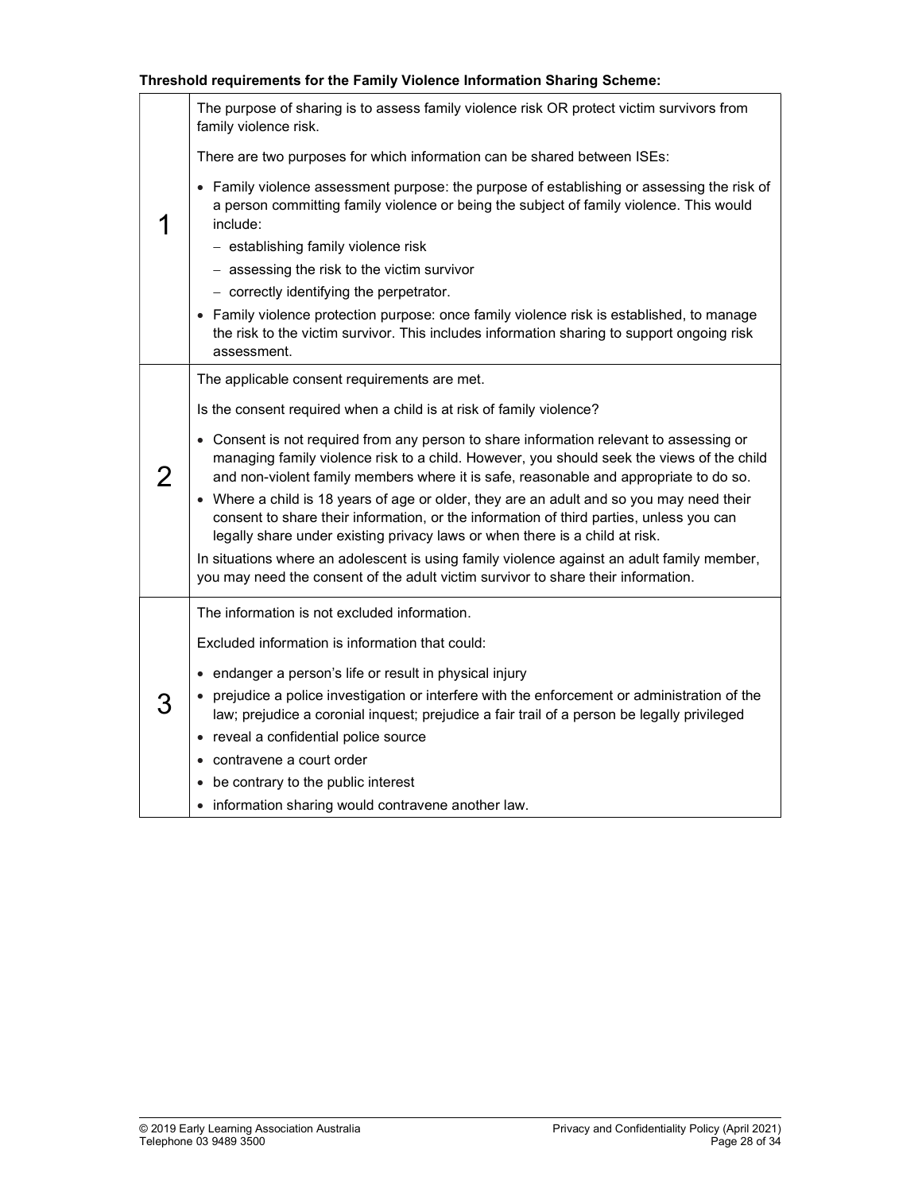**Threshold requirements for the Family Violence Information Sharing Scheme:**

| | |
|---|---|
| 1 | The purpose of sharing is to assess family violence risk OR protect victim survivors from family violence risk.<br><br>There are two purposes for which information can be shared between ISEs:<br><br>• Family violence assessment purpose: the purpose of establishing or assessing the risk of a person committing family violence or being the subject of family violence. This would include:<br>– establishing family violence risk<br>– assessing the risk to the victim survivor<br>– correctly identifying the perpetrator.<br><br>• Family violence protection purpose: once family violence risk is established, to manage the risk to the victim survivor. This includes information sharing to support ongoing risk assessment. |
| 2 | The applicable consent requirements are met.<br><br>Is the consent required when a child is at risk of family violence?<br><br>• Consent is not required from any person to share information relevant to assessing or managing family violence risk to a child. However, you should seek the views of the child and non-violent family members where it is safe, reasonable and appropriate to do so.<br>• Where a child is 18 years of age or older, they are an adult and so you may need their consent to share their information, or the information of third parties, unless you can legally share under existing privacy laws or when there is a child at risk.<br><br>In situations where an adolescent is using family violence against an adult family member, you may need the consent of the adult victim survivor to share their information. |
| 3 | The information is not excluded information.<br><br>Excluded information is information that could:<br><br>• endanger a person's life or result in physical injury<br>• prejudice a police investigation or interfere with the enforcement or administration of the law; prejudice a coronial inquest; prejudice a fair trail of a person be legally privileged<br>• reveal a confidential police source<br>• contravene a court order<br>• be contrary to the public interest<br>• information sharing would contravene another law. |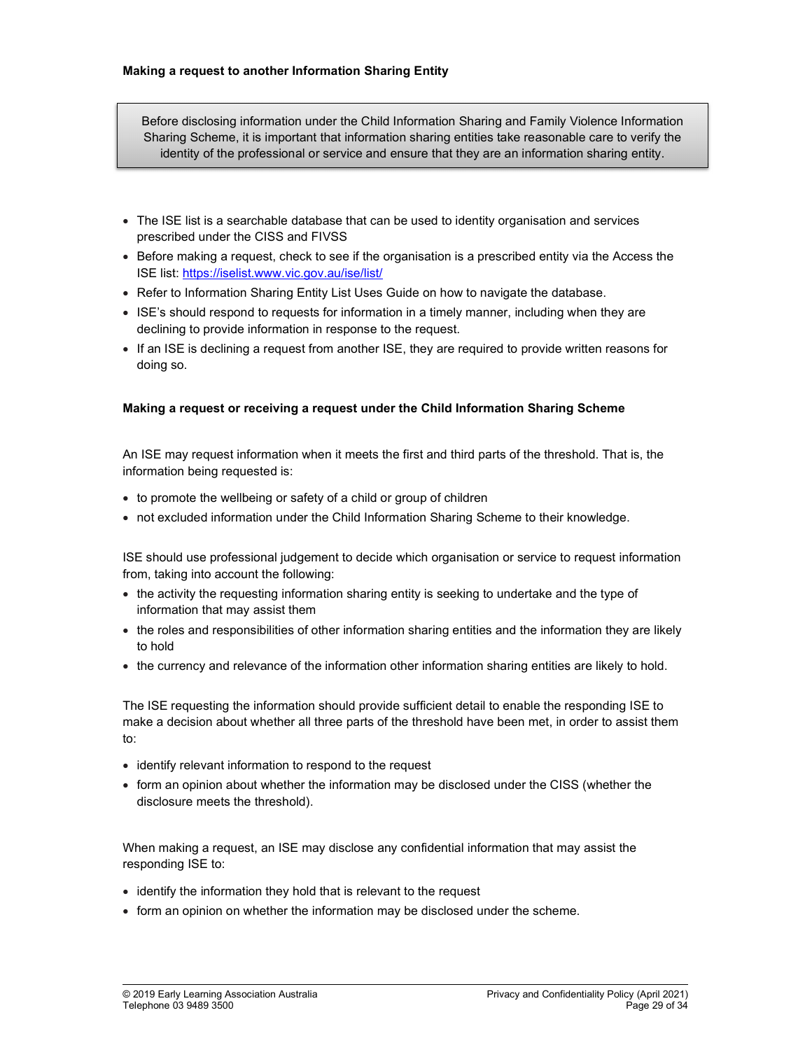**Making a request to another Information Sharing Entity**

> Before disclosing information under the Child Information Sharing and Family Violence Information Sharing Scheme, it is important that information sharing entities take reasonable care to verify the identity of the professional or service and ensure that they are an information sharing entity.

- The ISE list is a searchable database that can be used to identity organisation and services prescribed under the CISS and FIVSS
- Before making a request, check to see if the organisation is a prescribed entity via the Access the ISE list: https://iselist.www.vic.gov.au/ise/list/
- Refer to Information Sharing Entity List Uses Guide on how to navigate the database.
- ISE's should respond to requests for information in a timely manner, including when they are declining to provide information in response to the request.
- If an ISE is declining a request from another ISE, they are required to provide written reasons for doing so.

**Making a request or receiving a request under the Child Information Sharing Scheme**

An ISE may request information when it meets the first and third parts of the threshold. That is, the information being requested is:

- to promote the wellbeing or safety of a child or group of children
- not excluded information under the Child Information Sharing Scheme to their knowledge.

ISE should use professional judgement to decide which organisation or service to request information from, taking into account the following:

- the activity the requesting information sharing entity is seeking to undertake and the type of information that may assist them
- the roles and responsibilities of other information sharing entities and the information they are likely to hold
- the currency and relevance of the information other information sharing entities are likely to hold.

The ISE requesting the information should provide sufficient detail to enable the responding ISE to make a decision about whether all three parts of the threshold have been met, in order to assist them to:

- identify relevant information to respond to the request
- form an opinion about whether the information may be disclosed under the CISS (whether the disclosure meets the threshold).

When making a request, an ISE may disclose any confidential information that may assist the responding ISE to:

- identify the information they hold that is relevant to the request
- form an opinion on whether the information may be disclosed under the scheme.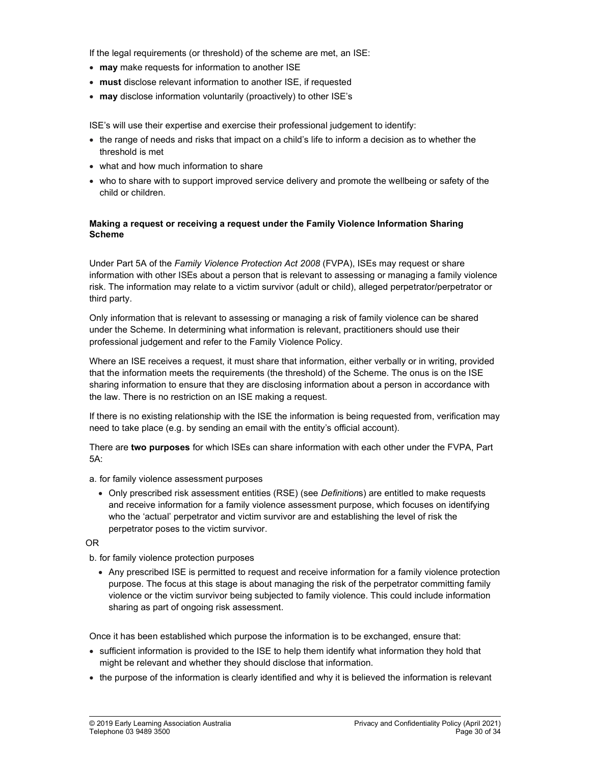If the legal requirements (or threshold) of the scheme are met, an ISE:

- **may** make requests for information to another ISE
- **must** disclose relevant information to another ISE, if requested
- **may** disclose information voluntarily (proactively) to other ISE's

ISE's will use their expertise and exercise their professional judgement to identify:

- the range of needs and risks that impact on a child's life to inform a decision as to whether the threshold is met
- what and how much information to share
- who to share with to support improved service delivery and promote the wellbeing or safety of the child or children.

**Making a request or receiving a request under the Family Violence Information Sharing Scheme**

Under Part 5A of the *Family Violence Protection Act 2008* (FVPA), ISEs may request or share information with other ISEs about a person that is relevant to assessing or managing a family violence risk. The information may relate to a victim survivor (adult or child), alleged perpetrator/perpetrator or third party.

Only information that is relevant to assessing or managing a risk of family violence can be shared under the Scheme. In determining what information is relevant, practitioners should use their professional judgement and refer to the Family Violence Policy.

Where an ISE receives a request, it must share that information, either verbally or in writing, provided that the information meets the requirements (the threshold) of the Scheme. The onus is on the ISE sharing information to ensure that they are disclosing information about a person in accordance with the law. There is no restriction on an ISE making a request.

If there is no existing relationship with the ISE the information is being requested from, verification may need to take place (e.g. by sending an email with the entity's official account).

There are **two purposes** for which ISEs can share information with each other under the FVPA, Part 5A:

a. for family violence assessment purposes

- Only prescribed risk assessment entities (RSE) (see *Definition*s) are entitled to make requests and receive information for a family violence assessment purpose, which focuses on identifying who the 'actual' perpetrator and victim survivor are and establishing the level of risk the perpetrator poses to the victim survivor.

OR

b. for family violence protection purposes

- Any prescribed ISE is permitted to request and receive information for a family violence protection purpose. The focus at this stage is about managing the risk of the perpetrator committing family violence or the victim survivor being subjected to family violence. This could include information sharing as part of ongoing risk assessment.

Once it has been established which purpose the information is to be exchanged, ensure that:

- sufficient information is provided to the ISE to help them identify what information they hold that might be relevant and whether they should disclose that information.
- the purpose of the information is clearly identified and why it is believed the information is relevant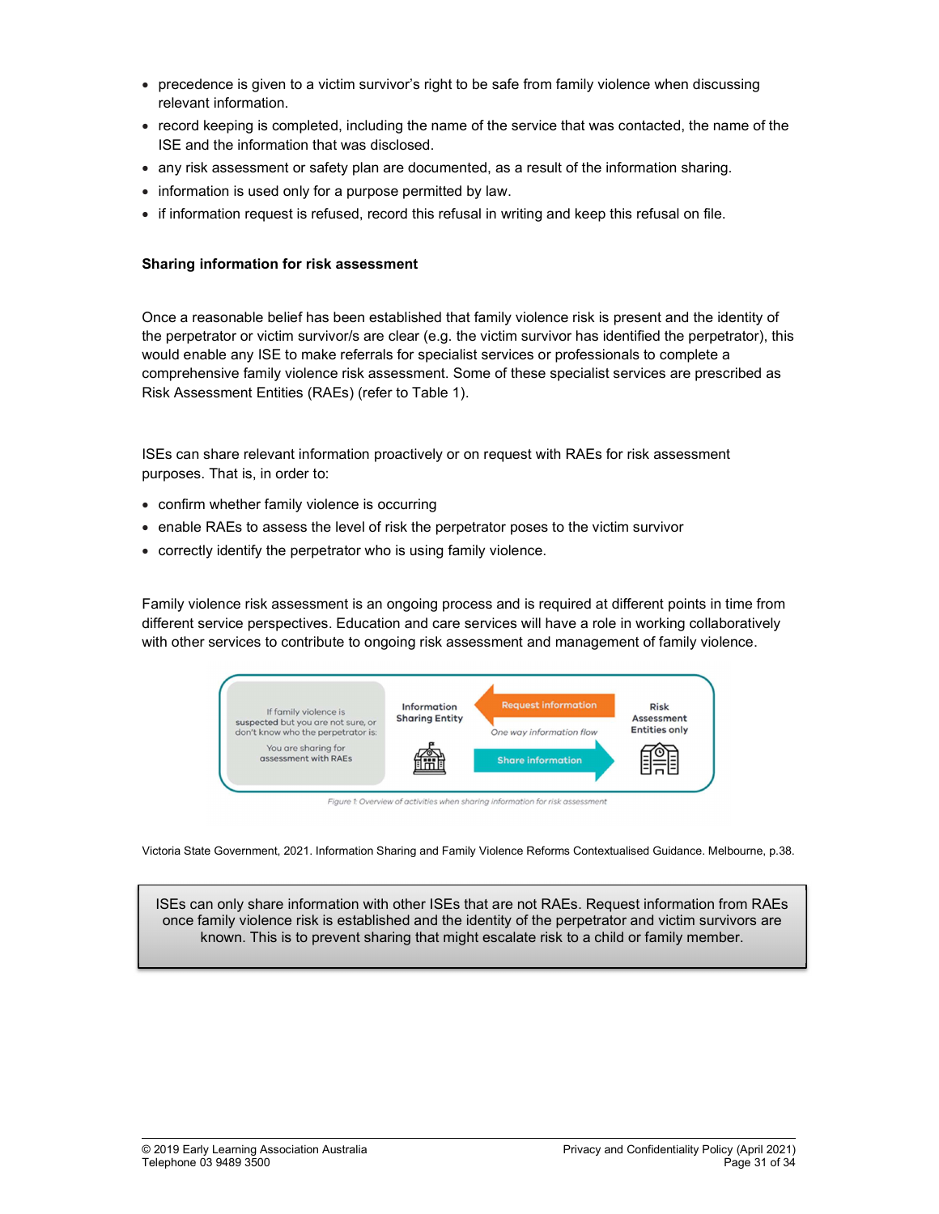- precedence is given to a victim survivor's right to be safe from family violence when discussing relevant information.
- record keeping is completed, including the name of the service that was contacted, the name of the ISE and the information that was disclosed.
- any risk assessment or safety plan are documented, as a result of the information sharing.
- information is used only for a purpose permitted by law.
- if information request is refused, record this refusal in writing and keep this refusal on file.

**Sharing information for risk assessment**

Once a reasonable belief has been established that family violence risk is present and the identity of the perpetrator or victim survivor/s are clear (e.g. the victim survivor has identified the perpetrator), this would enable any ISE to make referrals for specialist services or professionals to complete a comprehensive family violence risk assessment. Some of these specialist services are prescribed as Risk Assessment Entities (RAEs) (refer to Table 1).

ISEs can share relevant information proactively or on request with RAEs for risk assessment purposes. That is, in order to:

- confirm whether family violence is occurring
- enable RAEs to assess the level of risk the perpetrator poses to the victim survivor
- correctly identify the perpetrator who is using family violence.

Family violence risk assessment is an ongoing process and is required at different points in time from different service perspectives. Education and care services will have a role in working collaboratively with other services to contribute to ongoing risk assessment and management of family violence.

If family violence is suspected but you are not sure, or don't know who the perpetrator is: You are sharing for assessment with RAEs

Information Sharing Entity — Request information / One way information flow / Share information — Risk Assessment Entities only

Figure 1: Overview of activities when sharing information for risk assessment

Victoria State Government, 2021. Information Sharing and Family Violence Reforms Contextualised Guidance. Melbourne, p.38.

> ISEs can only share information with other ISEs that are not RAEs. Request information from RAEs once family violence risk is established and the identity of the perpetrator and victim survivors are known. This is to prevent sharing that might escalate risk to a child or family member.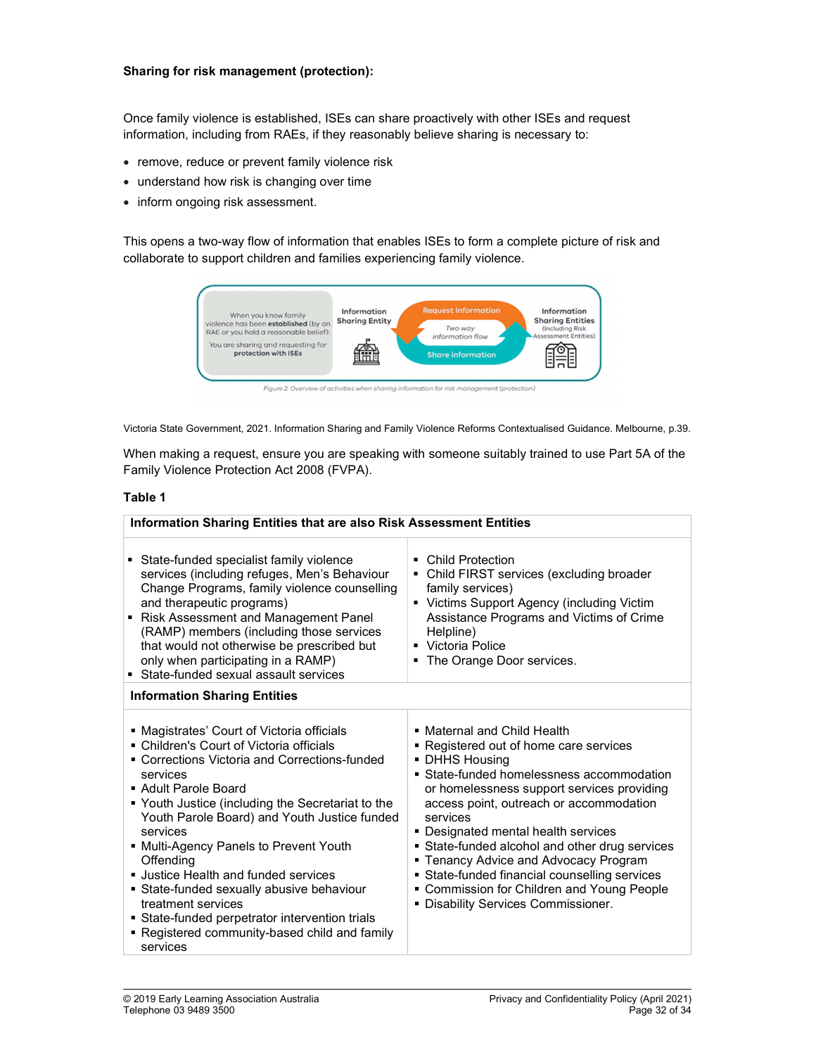**Sharing for risk management (protection):**

Once family violence is established, ISEs can share proactively with other ISEs and request information, including from RAEs, if they reasonably believe sharing is necessary to:

- remove, reduce or prevent family violence risk
- understand how risk is changing over time
- inform ongoing risk assessment.

This opens a two-way flow of information that enables ISEs to form a complete picture of risk and collaborate to support children and families experiencing family violence.

When you know family violence has been **established** (by an RAE or you hold a reasonable belief): You are sharing and requesting for **protection with ISEs**

Information Sharing Entity — Request information / Two way information flow / Share information — Information Sharing Entities (Including Risk Assessment Entities)

*Figure 2: Overview of activities when sharing information for risk management (protection)*

Victoria State Government, 2021. Information Sharing and Family Violence Reforms Contextualised Guidance. Melbourne, p.39.

When making a request, ensure you are speaking with someone suitably trained to use Part 5A of the Family Violence Protection Act 2008 (FVPA).

**Table 1**

| **Information Sharing Entities that are also Risk Assessment Entities** | |
|---|---|
| ▪ State-funded specialist family violence services (including refuges, Men's Behaviour Change Programs, family violence counselling and therapeutic programs)<br>▪ Risk Assessment and Management Panel (RAMP) members (including those services that would not otherwise be prescribed but only when participating in a RAMP)<br>▪ State-funded sexual assault services | ▪ Child Protection<br>▪ Child FIRST services (excluding broader family services)<br>▪ Victims Support Agency (including Victim Assistance Programs and Victims of Crime Helpline)<br>▪ Victoria Police<br>▪ The Orange Door services. |
| **Information Sharing Entities** | |
| ▪ Magistrates' Court of Victoria officials<br>▪ Children's Court of Victoria officials<br>▪ Corrections Victoria and Corrections-funded services<br>▪ Adult Parole Board<br>▪ Youth Justice (including the Secretariat to the Youth Parole Board) and Youth Justice funded services<br>▪ Multi-Agency Panels to Prevent Youth Offending<br>▪ Justice Health and funded services<br>▪ State-funded sexually abusive behaviour treatment services<br>▪ State-funded perpetrator intervention trials<br>▪ Registered community-based child and family services | ▪ Maternal and Child Health<br>▪ Registered out of home care services<br>▪ DHHS Housing<br>▪ State-funded homelessness accommodation or homelessness support services providing access point, outreach or accommodation services<br>▪ Designated mental health services<br>▪ State-funded alcohol and other drug services<br>▪ Tenancy Advice and Advocacy Program<br>▪ State-funded financial counselling services<br>▪ Commission for Children and Young People<br>▪ Disability Services Commissioner. |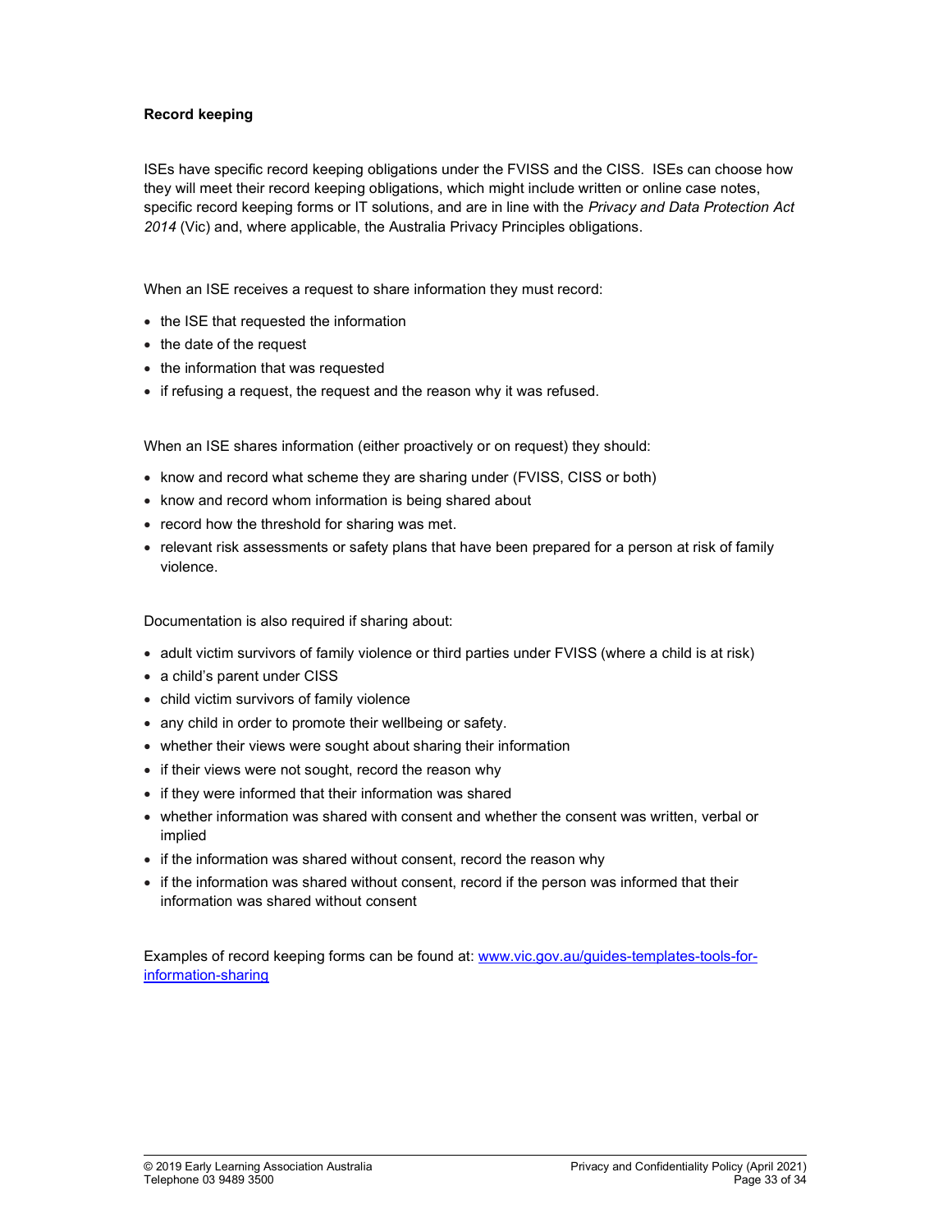**Record keeping**

ISEs have specific record keeping obligations under the FVISS and the CISS. ISEs can choose how they will meet their record keeping obligations, which might include written or online case notes, specific record keeping forms or IT solutions, and are in line with the *Privacy and Data Protection Act 2014* (Vic) and, where applicable, the Australia Privacy Principles obligations.

When an ISE receives a request to share information they must record:

- the ISE that requested the information
- the date of the request
- the information that was requested
- if refusing a request, the request and the reason why it was refused.

When an ISE shares information (either proactively or on request) they should:

- know and record what scheme they are sharing under (FVISS, CISS or both)
- know and record whom information is being shared about
- record how the threshold for sharing was met.
- relevant risk assessments or safety plans that have been prepared for a person at risk of family violence.

Documentation is also required if sharing about:

- adult victim survivors of family violence or third parties under FVISS (where a child is at risk)
- a child's parent under CISS
- child victim survivors of family violence
- any child in order to promote their wellbeing or safety.
- whether their views were sought about sharing their information
- if their views were not sought, record the reason why
- if they were informed that their information was shared
- whether information was shared with consent and whether the consent was written, verbal or implied
- if the information was shared without consent, record the reason why
- if the information was shared without consent, record if the person was informed that their information was shared without consent

Examples of record keeping forms can be found at: [www.vic.gov.au/guides-templates-tools-for-information-sharing](www.vic.gov.au/guides-templates-tools-for-information-sharing)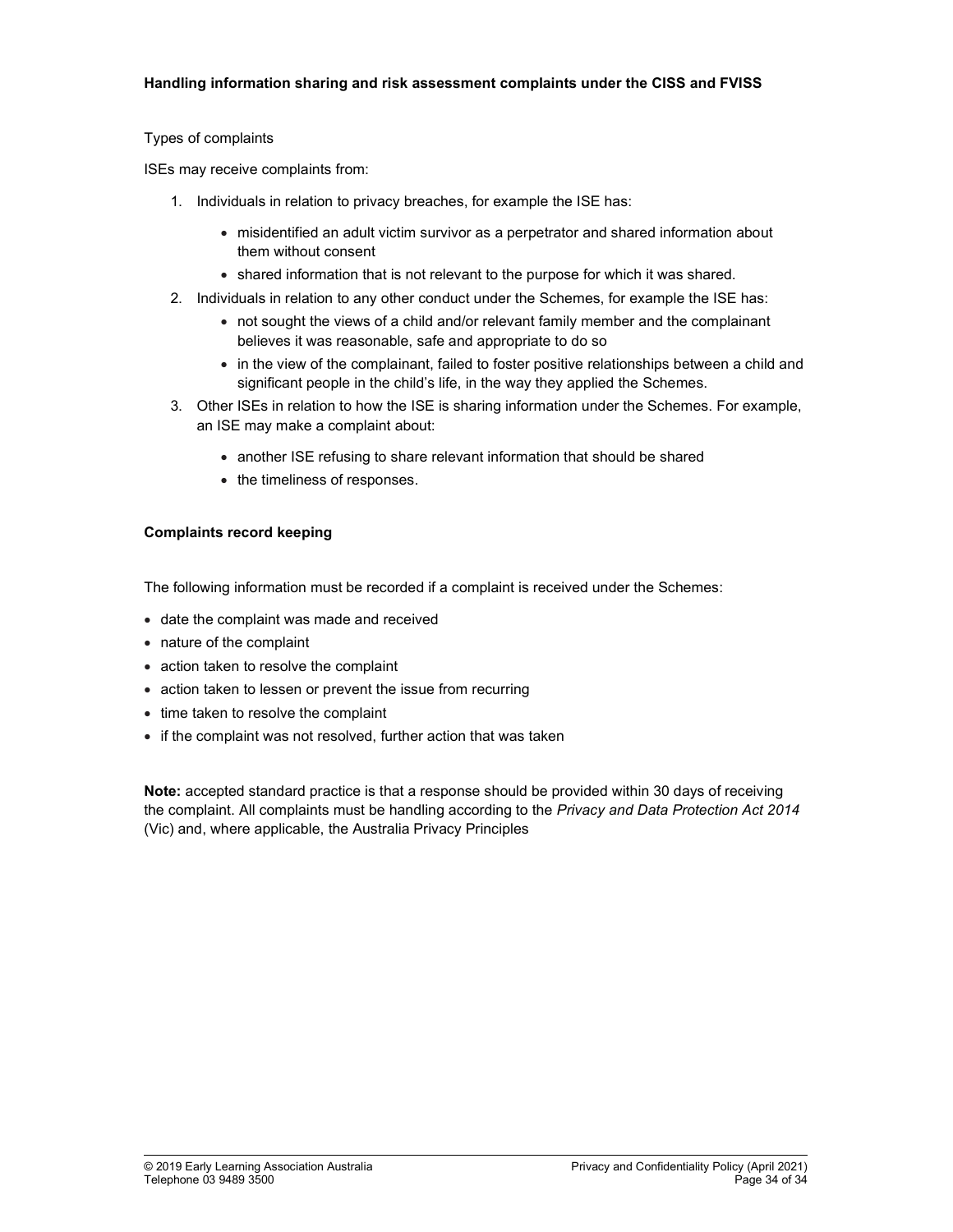**Handling information sharing and risk assessment complaints under the CISS and FVISS**

Types of complaints

ISEs may receive complaints from:

1. Individuals in relation to privacy breaches, for example the ISE has:
   - misidentified an adult victim survivor as a perpetrator and shared information about them without consent
   - shared information that is not relevant to the purpose for which it was shared.
2. Individuals in relation to any other conduct under the Schemes, for example the ISE has:
   - not sought the views of a child and/or relevant family member and the complainant believes it was reasonable, safe and appropriate to do so
   - in the view of the complainant, failed to foster positive relationships between a child and significant people in the child's life, in the way they applied the Schemes.
3. Other ISEs in relation to how the ISE is sharing information under the Schemes. For example, an ISE may make a complaint about:
   - another ISE refusing to share relevant information that should be shared
   - the timeliness of responses.

**Complaints record keeping**

The following information must be recorded if a complaint is received under the Schemes:

- date the complaint was made and received
- nature of the complaint
- action taken to resolve the complaint
- action taken to lessen or prevent the issue from recurring
- time taken to resolve the complaint
- if the complaint was not resolved, further action that was taken

**Note:** accepted standard practice is that a response should be provided within 30 days of receiving the complaint. All complaints must be handling according to the *Privacy and Data Protection Act 2014* (Vic) and, where applicable, the Australia Privacy Principles